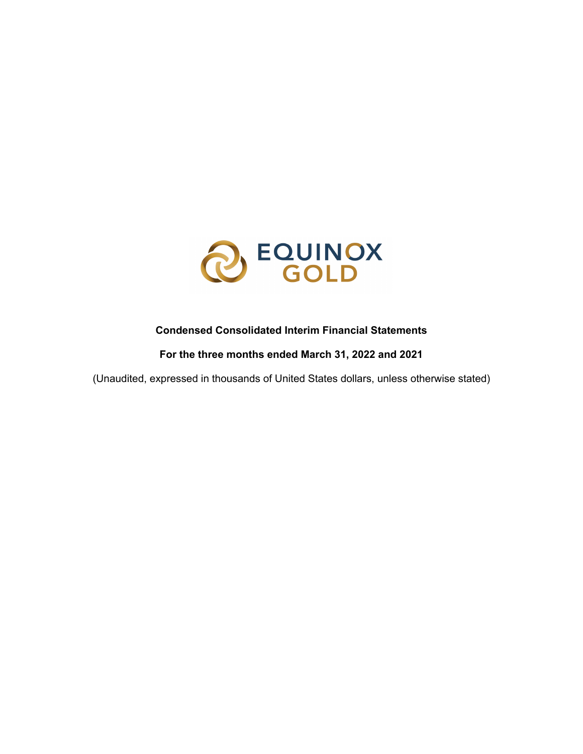EQUINOX GOLD

**Condensed Consolidated Interim Financial Statements**

**For the three months ended March 31, 2022 and 2021**

(Unaudited, expressed in thousands of United States dollars, unless otherwise stated)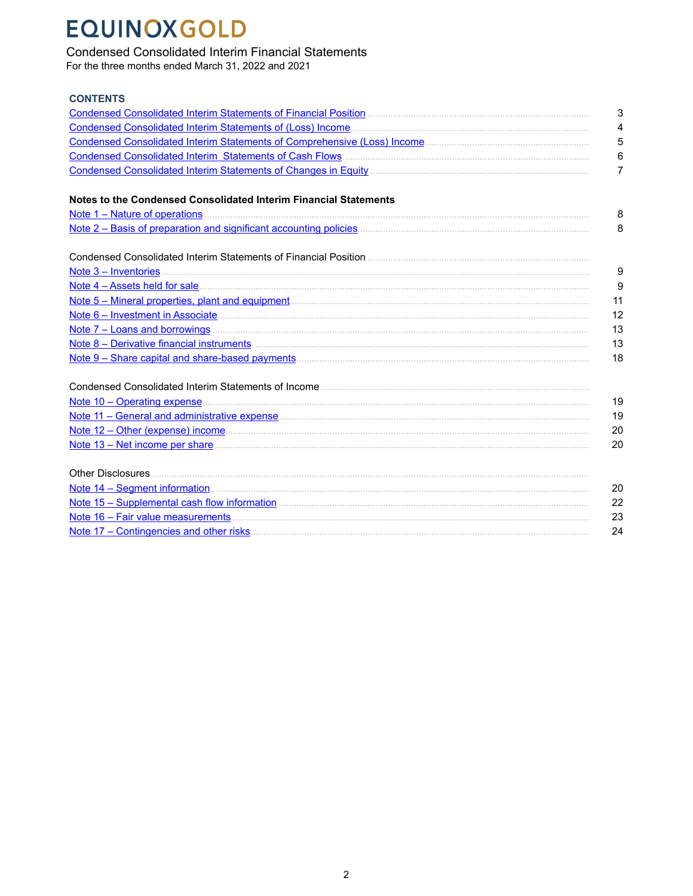# EQUINOX GOLD

Condensed Consolidated Interim Financial Statements
For the three months ended March 31, 2022 and 2021

## CONTENTS

| | |
|---|---|
| Condensed Consolidated Interim Statements of Financial Position | 3 |
| Condensed Consolidated Interim Statements of (Loss) Income | 4 |
| Condensed Consolidated Interim Statements of Comprehensive (Loss) Income | 5 |
| Condensed Consolidated Interim Statements of Cash Flows | 6 |
| Condensed Consolidated Interim Statements of Changes in Equity | 7 |
| **Notes to the Condensed Consolidated Interim Financial Statements** | |
| Note 1 – Nature of operations | 8 |
| Note 2 – Basis of preparation and significant accounting policies | 8 |
| Condensed Consolidated Interim Statements of Financial Position | |
| Note 3 – Inventories | 9 |
| Note 4 – Assets held for sale | 9 |
| Note 5 – Mineral properties, plant and equipment | 11 |
| Note 6 – Investment in Associate | 12 |
| Note 7 – Loans and borrowings | 13 |
| Note 8 – Derivative financial instruments | 13 |
| Note 9 – Share capital and share-based payments | 18 |
| Condensed Consolidated Interim Statements of Income | |
| Note 10 – Operating expense | 19 |
| Note 11 – General and administrative expense | 19 |
| Note 12 – Other (expense) income | 20 |
| Note 13 – Net income per share | 20 |
| Other Disclosures | |
| Note 14 – Segment information | 20 |
| Note 15 – Supplemental cash flow information | 22 |
| Note 16 – Fair value measurements | 23 |
| Note 17 – Contingencies and other risks | 24 |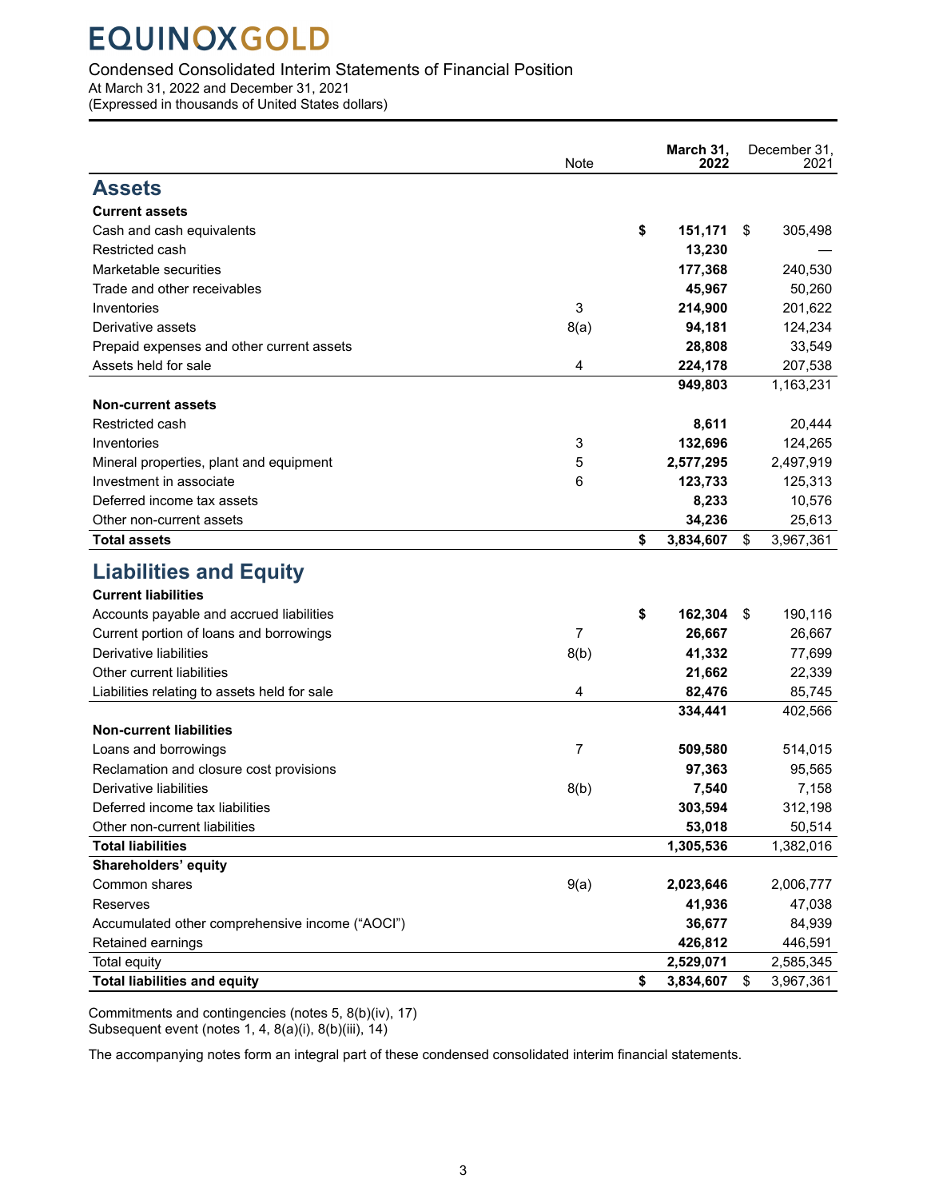# EQUINOX GOLD

Condensed Consolidated Interim Statements of Financial Position

At March 31, 2022 and December 31, 2021

(Expressed in thousands of United States dollars)

| | Note | March 31, 2022 | December 31, 2021 |
|---|---|---|---|
| **Assets** | | | |
| **Current assets** | | | |
| Cash and cash equivalents | | **$ 151,171** | $ 305,498 |
| Restricted cash | | **13,230** | — |
| Marketable securities | | **177,368** | 240,530 |
| Trade and other receivables | | **45,967** | 50,260 |
| Inventories | 3 | **214,900** | 201,622 |
| Derivative assets | 8(a) | **94,181** | 124,234 |
| Prepaid expenses and other current assets | | **28,808** | 33,549 |
| Assets held for sale | 4 | **224,178** | 207,538 |
| | | **949,803** | 1,163,231 |
| **Non-current assets** | | | |
| Restricted cash | | **8,611** | 20,444 |
| Inventories | 3 | **132,696** | 124,265 |
| Mineral properties, plant and equipment | 5 | **2,577,295** | 2,497,919 |
| Investment in associate | 6 | **123,733** | 125,313 |
| Deferred income tax assets | | **8,233** | 10,576 |
| Other non-current assets | | **34,236** | 25,613 |
| **Total assets** | | **$ 3,834,607** | $ 3,967,361 |
| **Liabilities and Equity** | | | |
| **Current liabilities** | | | |
| Accounts payable and accrued liabilities | | **$ 162,304** | $ 190,116 |
| Current portion of loans and borrowings | 7 | **26,667** | 26,667 |
| Derivative liabilities | 8(b) | **41,332** | 77,699 |
| Other current liabilities | | **21,662** | 22,339 |
| Liabilities relating to assets held for sale | 4 | **82,476** | 85,745 |
| | | **334,441** | 402,566 |
| **Non-current liabilities** | | | |
| Loans and borrowings | 7 | **509,580** | 514,015 |
| Reclamation and closure cost provisions | | **97,363** | 95,565 |
| Derivative liabilities | 8(b) | **7,540** | 7,158 |
| Deferred income tax liabilities | | **303,594** | 312,198 |
| Other non-current liabilities | | **53,018** | 50,514 |
| **Total liabilities** | | **1,305,536** | 1,382,016 |
| **Shareholders' equity** | | | |
| Common shares | 9(a) | **2,023,646** | 2,006,777 |
| Reserves | | **41,936** | 47,038 |
| Accumulated other comprehensive income ("AOCI") | | **36,677** | 84,939 |
| Retained earnings | | **426,812** | 446,591 |
| Total equity | | **2,529,071** | 2,585,345 |
| **Total liabilities and equity** | | **$ 3,834,607** | $ 3,967,361 |

Commitments and contingencies (notes 5, 8(b)(iv), 17)

Subsequent event (notes 1, 4, 8(a)(i), 8(b)(iii), 14)

The accompanying notes form an integral part of these condensed consolidated interim financial statements.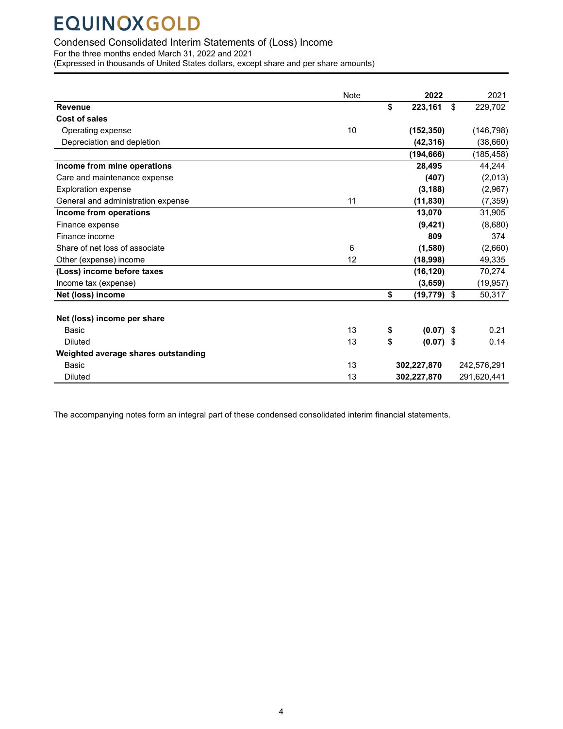# EQUINOX GOLD

Condensed Consolidated Interim Statements of (Loss) Income

For the three months ended March 31, 2022 and 2021

(Expressed in thousands of United States dollars, except share and per share amounts)

| | Note | 2022 | 2021 |
|---|---|---|---|
| **Revenue** | | **$ 223,161** | $ 229,702 |
| **Cost of sales** | | | |
| Operating expense | 10 | **(152,350)** | (146,798) |
| Depreciation and depletion | | **(42,316)** | (38,660) |
| | | **(194,666)** | (185,458) |
| **Income from mine operations** | | **28,495** | 44,244 |
| Care and maintenance expense | | **(407)** | (2,013) |
| Exploration expense | | **(3,188)** | (2,967) |
| General and administration expense | 11 | **(11,830)** | (7,359) |
| **Income from operations** | | **13,070** | 31,905 |
| Finance expense | | **(9,421)** | (8,680) |
| Finance income | | **809** | 374 |
| Share of net loss of associate | 6 | **(1,580)** | (2,660) |
| Other (expense) income | 12 | **(18,998)** | 49,335 |
| **(Loss) income before taxes** | | **(16,120)** | 70,274 |
| Income tax (expense) | | **(3,659)** | (19,957) |
| **Net (loss) income** | | **$ (19,779)** | $ 50,317 |
| | | | |
| **Net (loss) income per share** | | | |
| Basic | 13 | **$ (0.07)** | $ 0.21 |
| Diluted | 13 | **$ (0.07)** | $ 0.14 |
| **Weighted average shares outstanding** | | | |
| Basic | 13 | **302,227,870** | 242,576,291 |
| Diluted | 13 | **302,227,870** | 291,620,441 |

The accompanying notes form an integral part of these condensed consolidated interim financial statements.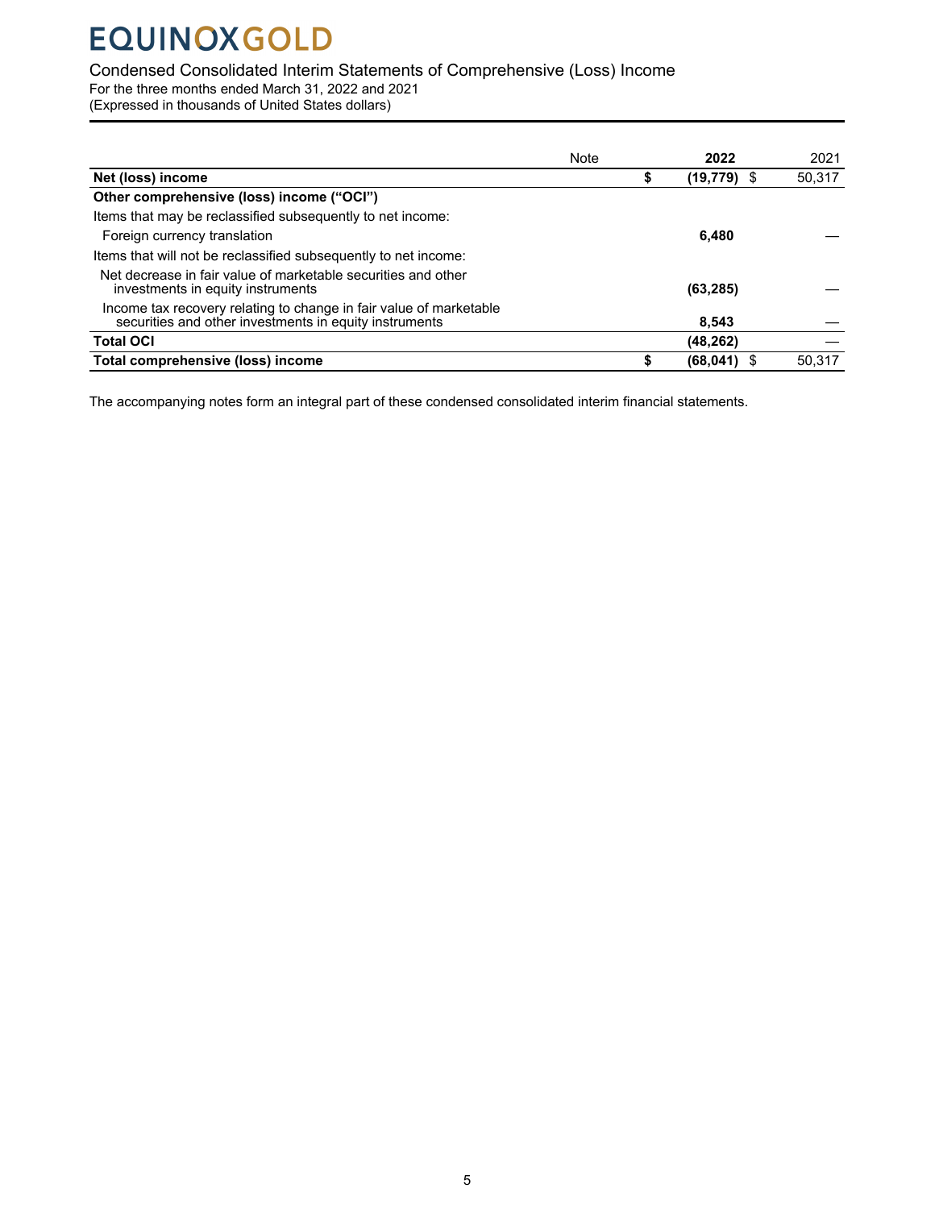# EQUINOX GOLD

Condensed Consolidated Interim Statements of Comprehensive (Loss) Income
For the three months ended March 31, 2022 and 2021
(Expressed in thousands of United States dollars)

| | Note | 2022 | 2021 |
|---|---|---|---|
| **Net (loss) income** | | **$ (19,779)** | $ 50,317 |
| **Other comprehensive (loss) income ("OCI")** | | | |
| Items that may be reclassified subsequently to net income: | | | |
| Foreign currency translation | | **6,480** | — |
| Items that will not be reclassified subsequently to net income: | | | |
| Net decrease in fair value of marketable securities and other investments in equity instruments | | **(63,285)** | — |
| Income tax recovery relating to change in fair value of marketable securities and other investments in equity instruments | | **8,543** | — |
| **Total OCI** | | **(48,262)** | — |
| **Total comprehensive (loss) income** | | **$ (68,041)** | $ 50,317 |

The accompanying notes form an integral part of these condensed consolidated interim financial statements.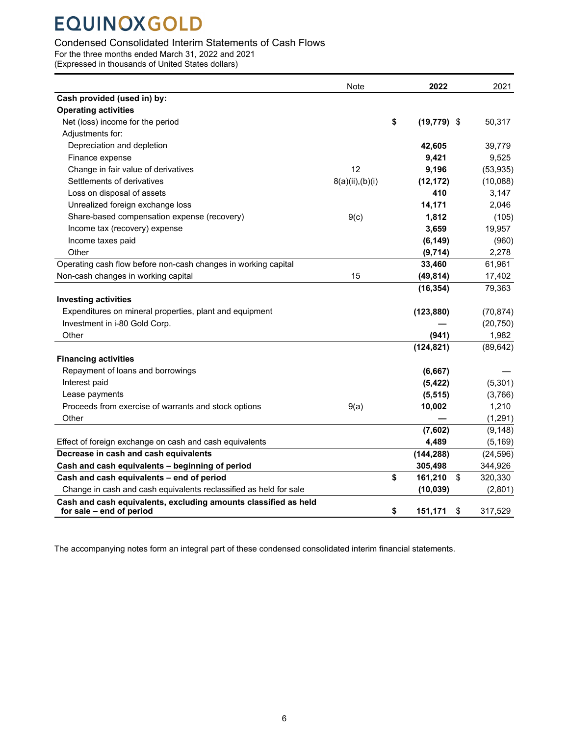# EQUINOX GOLD

Condensed Consolidated Interim Statements of Cash Flows
For the three months ended March 31, 2022 and 2021
(Expressed in thousands of United States dollars)

| | Note | 2022 | 2021 |
|---|---|---|---|
| **Cash provided (used in) by:** | | | |
| **Operating activities** | | | |
| Net (loss) income for the period | | **$ (19,779)** | $ 50,317 |
| Adjustments for: | | | |
| Depreciation and depletion | | **42,605** | 39,779 |
| Finance expense | | **9,421** | 9,525 |
| Change in fair value of derivatives | 12 | **9,196** | (53,935) |
| Settlements of derivatives | 8(a)(ii),(b)(i) | **(12,172)** | (10,088) |
| Loss on disposal of assets | | **410** | 3,147 |
| Unrealized foreign exchange loss | | **14,171** | 2,046 |
| Share-based compensation expense (recovery) | 9(c) | **1,812** | (105) |
| Income tax (recovery) expense | | **3,659** | 19,957 |
| Income taxes paid | | **(6,149)** | (960) |
| Other | | **(9,714)** | 2,278 |
| Operating cash flow before non-cash changes in working capital | | **33,460** | 61,961 |
| Non-cash changes in working capital | 15 | **(49,814)** | 17,402 |
| | | **(16,354)** | 79,363 |
| **Investing activities** | | | |
| Expenditures on mineral properties, plant and equipment | | **(123,880)** | (70,874) |
| Investment in i-80 Gold Corp. | | **—** | (20,750) |
| Other | | **(941)** | 1,982 |
| | | **(124,821)** | (89,642) |
| **Financing activities** | | | |
| Repayment of loans and borrowings | | **(6,667)** | — |
| Interest paid | | **(5,422)** | (5,301) |
| Lease payments | | **(5,515)** | (3,766) |
| Proceeds from exercise of warrants and stock options | 9(a) | **10,002** | 1,210 |
| Other | | **—** | (1,291) |
| | | **(7,602)** | (9,148) |
| Effect of foreign exchange on cash and cash equivalents | | **4,489** | (5,169) |
| **Decrease in cash and cash equivalents** | | **(144,288)** | (24,596) |
| **Cash and cash equivalents – beginning of period** | | **305,498** | 344,926 |
| **Cash and cash equivalents – end of period** | | **$ 161,210** | $ 320,330 |
| Change in cash and cash equivalents reclassified as held for sale | | **(10,039)** | (2,801) |
| **Cash and cash equivalents, excluding amounts classified as held for sale – end of period** | | **$ 151,171** | $ 317,529 |

The accompanying notes form an integral part of these condensed consolidated interim financial statements.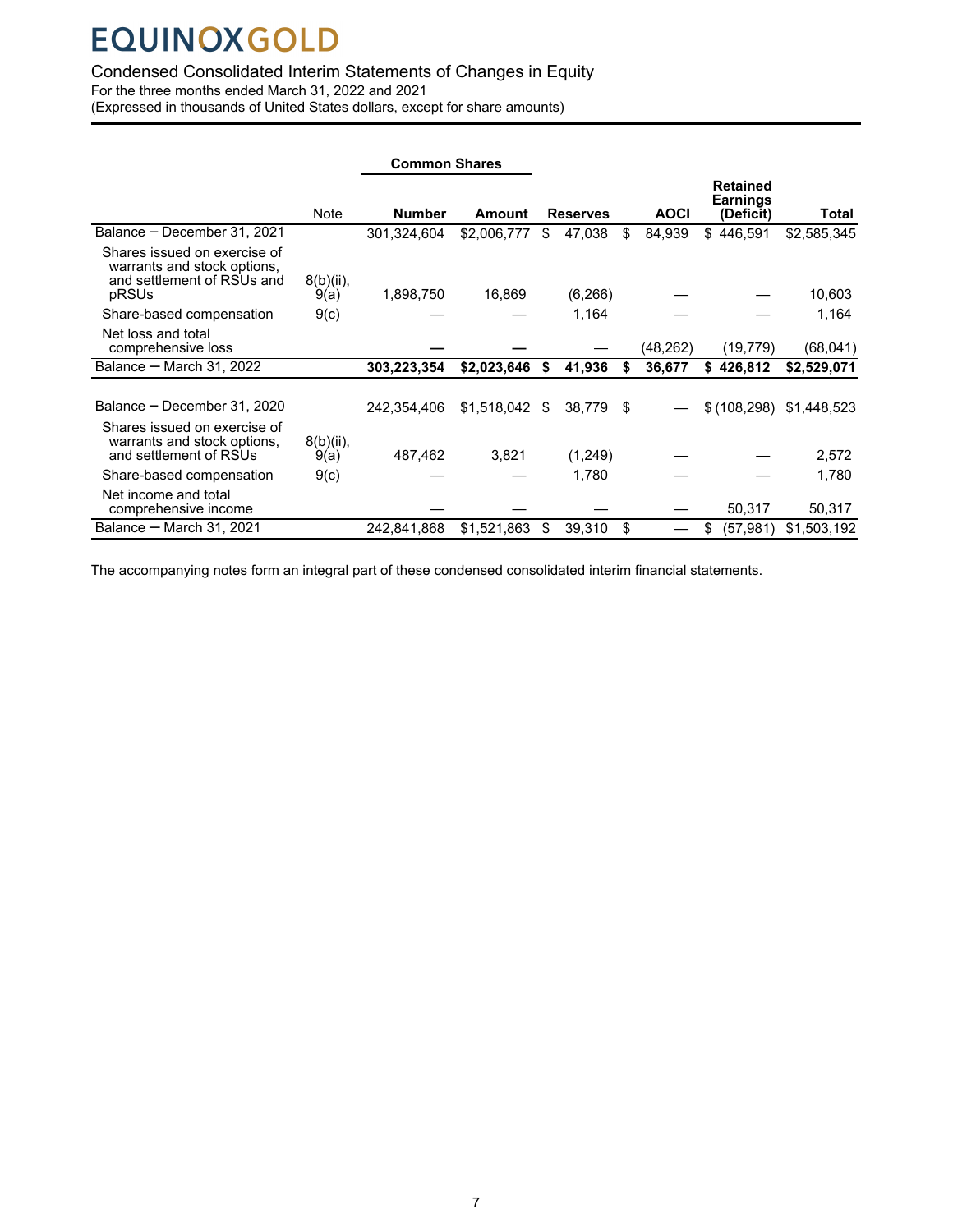# EQUINOX GOLD

Condensed Consolidated Interim Statements of Changes in Equity
For the three months ended March 31, 2022 and 2021
(Expressed in thousands of United States dollars, except for share amounts)

| | | Common Shares | | | | | |
|---|---|---|---|---|---|---|---|
| | Note | Number | Amount | Reserves | AOCI | Retained Earnings (Deficit) | Total |
| Balance — December 31, 2021 | | 301,324,604 | $2,006,777 | $ 47,038 | $ 84,939 | $ 446,591 | $2,585,345 |
| Shares issued on exercise of warrants and stock options, and settlement of RSUs and pRSUs | 8(b)(ii), 9(a) | 1,898,750 | 16,869 | (6,266) | — | — | 10,603 |
| Share-based compensation | 9(c) | — | — | 1,164 | — | — | 1,164 |
| Net loss and total comprehensive loss | | — | — | — | (48,262) | (19,779) | (68,041) |
| **Balance — March 31, 2022** | | **303,223,354** | **$2,023,646** | **$ 41,936** | **$ 36,677** | **$ 426,812** | **$2,529,071** |
| | | | | | | | |
| Balance — December 31, 2020 | | 242,354,406 | $1,518,042 | $ 38,779 | $ — | $ (108,298) | $1,448,523 |
| Shares issued on exercise of warrants and stock options, and settlement of RSUs | 8(b)(ii), 9(a) | 487,462 | 3,821 | (1,249) | — | — | 2,572 |
| Share-based compensation | 9(c) | — | — | 1,780 | — | — | 1,780 |
| Net income and total comprehensive income | | — | — | — | — | 50,317 | 50,317 |
| Balance — March 31, 2021 | | 242,841,868 | $1,521,863 | $ 39,310 | $ — | $ (57,981) | $1,503,192 |

The accompanying notes form an integral part of these condensed consolidated interim financial statements.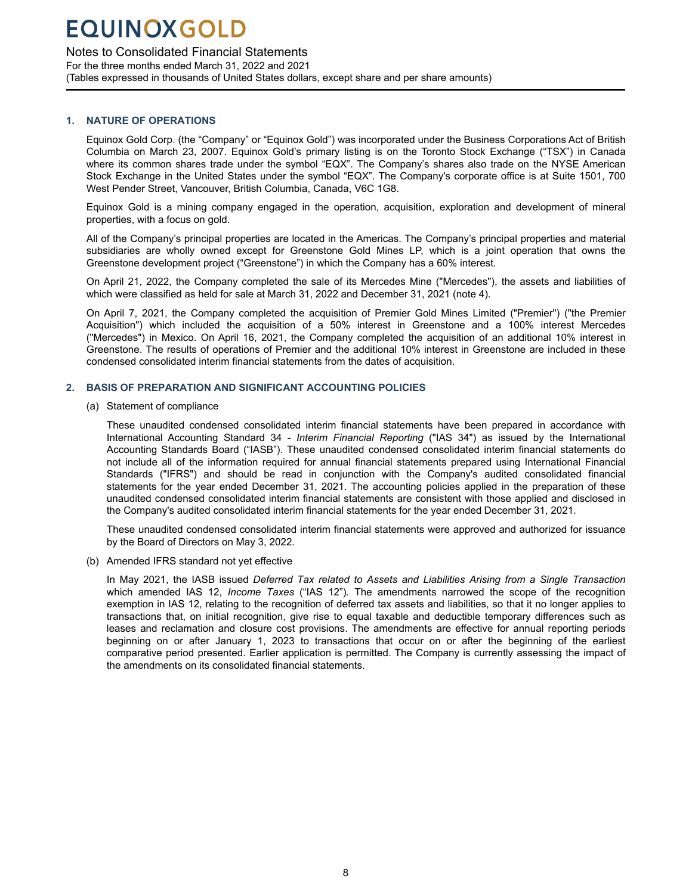## 1. NATURE OF OPERATIONS

Equinox Gold Corp. (the "Company" or "Equinox Gold") was incorporated under the Business Corporations Act of British Columbia on March 23, 2007. Equinox Gold's primary listing is on the Toronto Stock Exchange ("TSX") in Canada where its common shares trade under the symbol "EQX". The Company's shares also trade on the NYSE American Stock Exchange in the United States under the symbol "EQX". The Company's corporate office is at Suite 1501, 700 West Pender Street, Vancouver, British Columbia, Canada, V6C 1G8.

Equinox Gold is a mining company engaged in the operation, acquisition, exploration and development of mineral properties, with a focus on gold.

All of the Company's principal properties are located in the Americas. The Company's principal properties and material subsidiaries are wholly owned except for Greenstone Gold Mines LP, which is a joint operation that owns the Greenstone development project ("Greenstone") in which the Company has a 60% interest.

On April 21, 2022, the Company completed the sale of its Mercedes Mine ("Mercedes"), the assets and liabilities of which were classified as held for sale at March 31, 2022 and December 31, 2021 (note 4).

On April 7, 2021, the Company completed the acquisition of Premier Gold Mines Limited ("Premier") ("the Premier Acquisition") which included the acquisition of a 50% interest in Greenstone and a 100% interest Mercedes ("Mercedes") in Mexico. On April 16, 2021, the Company completed the acquisition of an additional 10% interest in Greenstone. The results of operations of Premier and the additional 10% interest in Greenstone are included in these condensed consolidated interim financial statements from the dates of acquisition.

## 2. BASIS OF PREPARATION AND SIGNIFICANT ACCOUNTING POLICIES

(a) Statement of compliance

These unaudited condensed consolidated interim financial statements have been prepared in accordance with International Accounting Standard 34 - *Interim Financial Reporting* ("IAS 34") as issued by the International Accounting Standards Board ("IASB"). These unaudited condensed consolidated interim financial statements do not include all of the information required for annual financial statements prepared using International Financial Standards ("IFRS") and should be read in conjunction with the Company's audited consolidated financial statements for the year ended December 31, 2021. The accounting policies applied in the preparation of these unaudited condensed consolidated interim financial statements are consistent with those applied and disclosed in the Company's audited consolidated interim financial statements for the year ended December 31, 2021.

These unaudited condensed consolidated interim financial statements were approved and authorized for issuance by the Board of Directors on May 3, 2022.

(b) Amended IFRS standard not yet effective

In May 2021, the IASB issued *Deferred Tax related to Assets and Liabilities Arising from a Single Transaction* which amended IAS 12, *Income Taxes* ("IAS 12"). The amendments narrowed the scope of the recognition exemption in IAS 12, relating to the recognition of deferred tax assets and liabilities, so that it no longer applies to transactions that, on initial recognition, give rise to equal taxable and deductible temporary differences such as leases and reclamation and closure cost provisions. The amendments are effective for annual reporting periods beginning on or after January 1, 2023 to transactions that occur on or after the beginning of the earliest comparative period presented. Earlier application is permitted. The Company is currently assessing the impact of the amendments on its consolidated financial statements.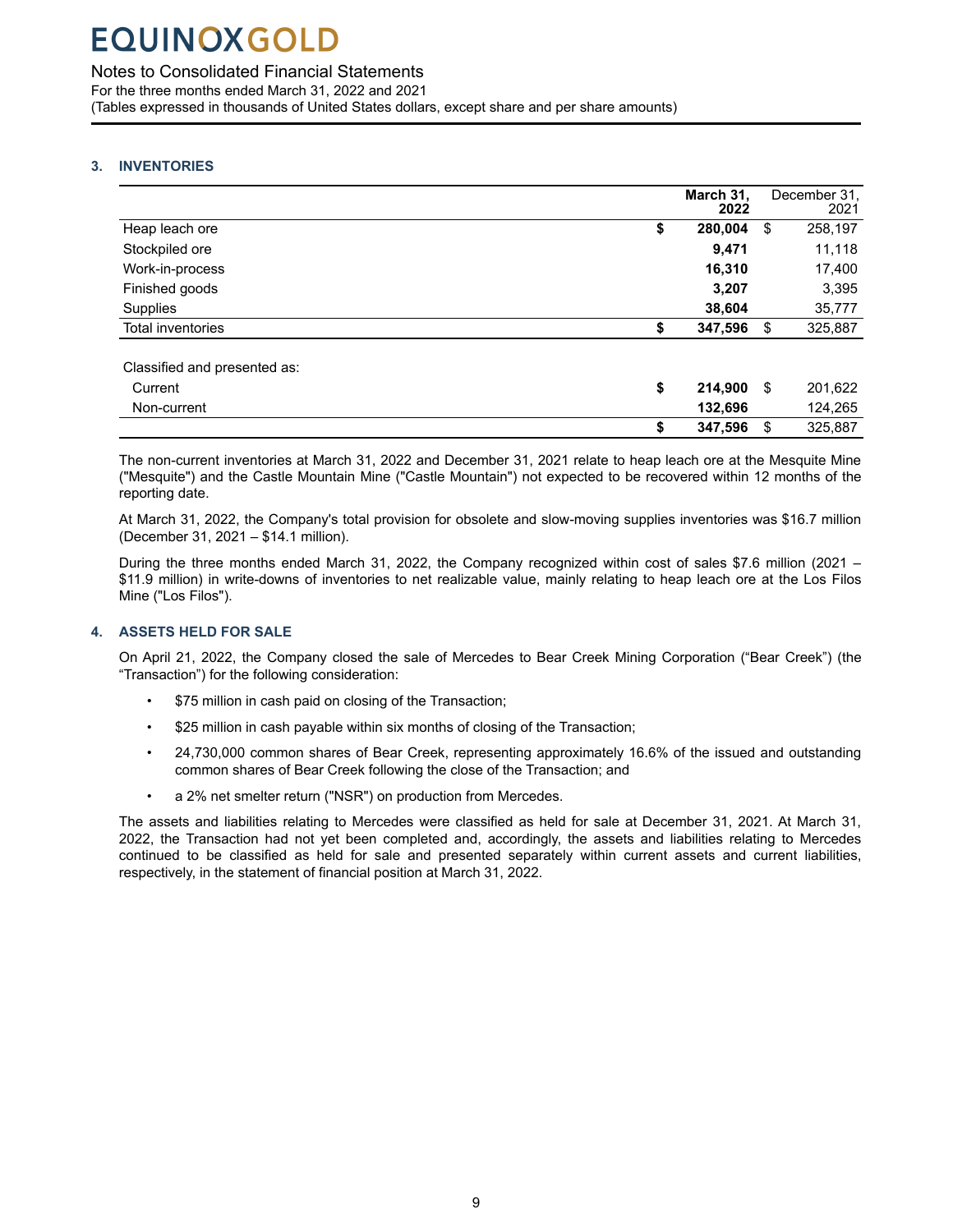## 3. INVENTORIES

| | March 31, 2022 | December 31, 2021 |
|---|---|---|
| Heap leach ore | **$ 280,004** | $ 258,197 |
| Stockpiled ore | **9,471** | 11,118 |
| Work-in-process | **16,310** | 17,400 |
| Finished goods | **3,207** | 3,395 |
| Supplies | **38,604** | 35,777 |
| Total inventories | **$ 347,596** | $ 325,887 |
| | | |
| Classified and presented as: | | |
| Current | **$ 214,900** | $ 201,622 |
| Non-current | **132,696** | 124,265 |
| | **$ 347,596** | $ 325,887 |

The non-current inventories at March 31, 2022 and December 31, 2021 relate to heap leach ore at the Mesquite Mine ("Mesquite") and the Castle Mountain Mine ("Castle Mountain") not expected to be recovered within 12 months of the reporting date.

At March 31, 2022, the Company's total provision for obsolete and slow-moving supplies inventories was $16.7 million (December 31, 2021 – $14.1 million).

During the three months ended March 31, 2022, the Company recognized within cost of sales $7.6 million (2021 – $11.9 million) in write-downs of inventories to net realizable value, mainly relating to heap leach ore at the Los Filos Mine ("Los Filos").

## 4. ASSETS HELD FOR SALE

On April 21, 2022, the Company closed the sale of Mercedes to Bear Creek Mining Corporation ("Bear Creek") (the "Transaction") for the following consideration:

- $75 million in cash paid on closing of the Transaction;
- $25 million in cash payable within six months of closing of the Transaction;
- 24,730,000 common shares of Bear Creek, representing approximately 16.6% of the issued and outstanding common shares of Bear Creek following the close of the Transaction; and
- a 2% net smelter return ("NSR") on production from Mercedes.

The assets and liabilities relating to Mercedes were classified as held for sale at December 31, 2021. At March 31, 2022, the Transaction had not yet been completed and, accordingly, the assets and liabilities relating to Mercedes continued to be classified as held for sale and presented separately within current assets and current liabilities, respectively, in the statement of financial position at March 31, 2022.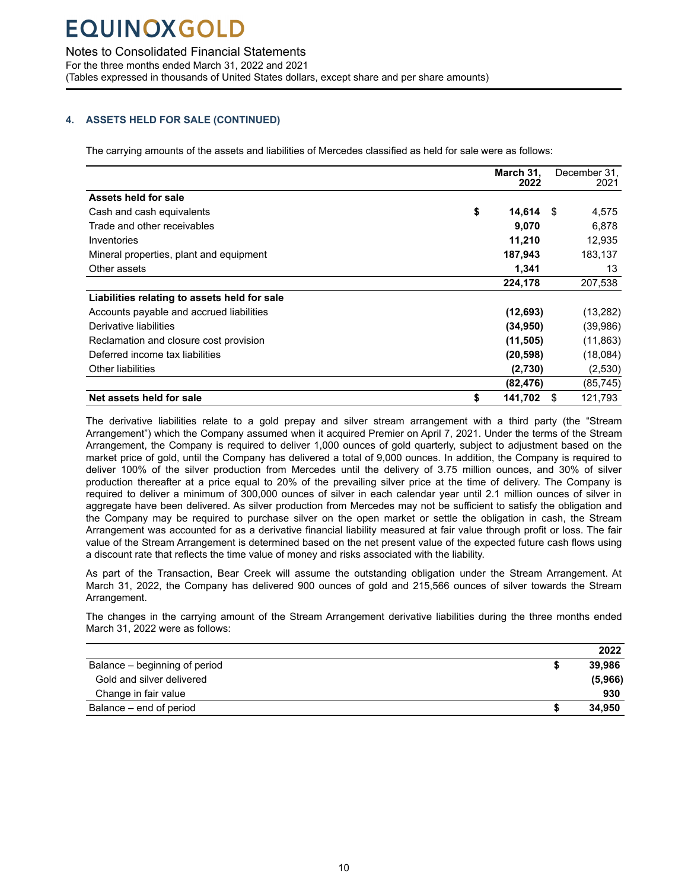## 4. ASSETS HELD FOR SALE (CONTINUED)

The carrying amounts of the assets and liabilities of Mercedes classified as held for sale were as follows:

| | March 31, 2022 | December 31, 2021 |
|---|---|---|
| **Assets held for sale** | | |
| Cash and cash equivalents | **$ 14,614** | $ 4,575 |
| Trade and other receivables | **9,070** | 6,878 |
| Inventories | **11,210** | 12,935 |
| Mineral properties, plant and equipment | **187,943** | 183,137 |
| Other assets | **1,341** | 13 |
| | **224,178** | 207,538 |
| **Liabilities relating to assets held for sale** | | |
| Accounts payable and accrued liabilities | **(12,693)** | (13,282) |
| Derivative liabilities | **(34,950)** | (39,986) |
| Reclamation and closure cost provision | **(11,505)** | (11,863) |
| Deferred income tax liabilities | **(20,598)** | (18,084) |
| Other liabilities | **(2,730)** | (2,530) |
| | **(82,476)** | (85,745) |
| **Net assets held for sale** | **$ 141,702** | $ 121,793 |

The derivative liabilities relate to a gold prepay and silver stream arrangement with a third party (the "Stream Arrangement") which the Company assumed when it acquired Premier on April 7, 2021. Under the terms of the Stream Arrangement, the Company is required to deliver 1,000 ounces of gold quarterly, subject to adjustment based on the market price of gold, until the Company has delivered a total of 9,000 ounces. In addition, the Company is required to deliver 100% of the silver production from Mercedes until the delivery of 3.75 million ounces, and 30% of silver production thereafter at a price equal to 20% of the prevailing silver price at the time of delivery. The Company is required to deliver a minimum of 300,000 ounces of silver in each calendar year until 2.1 million ounces of silver in aggregate have been delivered. As silver production from Mercedes may not be sufficient to satisfy the obligation and the Company may be required to purchase silver on the open market or settle the obligation in cash, the Stream Arrangement was accounted for as a derivative financial liability measured at fair value through profit or loss. The fair value of the Stream Arrangement is determined based on the net present value of the expected future cash flows using a discount rate that reflects the time value of money and risks associated with the liability.

As part of the Transaction, Bear Creek will assume the outstanding obligation under the Stream Arrangement. At March 31, 2022, the Company has delivered 900 ounces of gold and 215,566 ounces of silver towards the Stream Arrangement.

The changes in the carrying amount of the Stream Arrangement derivative liabilities during the three months ended March 31, 2022 were as follows:

| | 2022 |
|---|---|
| Balance – beginning of period | **$ 39,986** |
| Gold and silver delivered | **(5,966)** |
| Change in fair value | **930** |
| Balance – end of period | **$ 34,950** |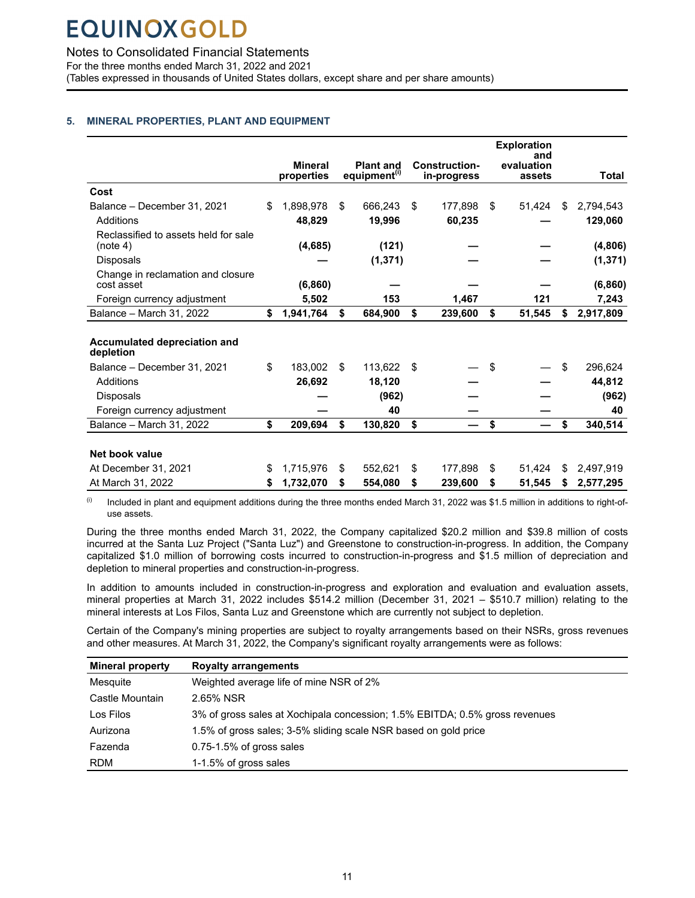## 5. MINERAL PROPERTIES, PLANT AND EQUIPMENT

| | Mineral properties | Plant and equipment[(i)] | Construction-in-progress | Exploration and evaluation assets | Total |
|---|---|---|---|---|---|
| **Cost** | | | | | |
| Balance – December 31, 2021 | $ 1,898,978 | $ 666,243 | $ 177,898 | $ 51,424 | $ 2,794,543 |
| Additions | **48,829** | **19,996** | **60,235** | **—** | **129,060** |
| Reclassified to assets held for sale (note 4) | **(4,685)** | **(121)** | **—** | **—** | **(4,806)** |
| Disposals | **—** | **(1,371)** | **—** | **—** | **(1,371)** |
| Change in reclamation and closure cost asset | **(6,860)** | **—** | **—** | **—** | **(6,860)** |
| Foreign currency adjustment | **5,502** | **153** | **1,467** | **121** | **7,243** |
| Balance – March 31, 2022 | **$ 1,941,764** | **$ 684,900** | **$ 239,600** | **$ 51,545** | **$ 2,917,809** |
| | | | | | |
| **Accumulated depreciation and depletion** | | | | | |
| Balance – December 31, 2021 | $ 183,002 | $ 113,622 | $ — | $ — | $ 296,624 |
| Additions | **26,692** | **18,120** | **—** | **—** | **44,812** |
| Disposals | **—** | **(962)** | **—** | **—** | **(962)** |
| Foreign currency adjustment | **—** | **40** | **—** | **—** | **40** |
| Balance – March 31, 2022 | **$ 209,694** | **$ 130,820** | **$ —** | **$ —** | **$ 340,514** |
| | | | | | |
| **Net book value** | | | | | |
| At December 31, 2021 | $ 1,715,976 | $ 552,621 | $ 177,898 | $ 51,424 | $ 2,497,919 |
| At March 31, 2022 | **$ 1,732,070** | **$ 554,080** | **$ 239,600** | **$ 51,545** | **$ 2,577,295** |

(i) Included in plant and equipment additions during the three months ended March 31, 2022 was $1.5 million in additions to right-of-use assets.

During the three months ended March 31, 2022, the Company capitalized $20.2 million and $39.8 million of costs incurred at the Santa Luz Project ("Santa Luz") and Greenstone to construction-in-progress. In addition, the Company capitalized $1.0 million of borrowing costs incurred to construction-in-progress and $1.5 million of depreciation and depletion to mineral properties and construction-in-progress.

In addition to amounts included in construction-in-progress and exploration and evaluation and evaluation assets, mineral properties at March 31, 2022 includes $514.2 million (December 31, 2021 – $510.7 million) relating to the mineral interests at Los Filos, Santa Luz and Greenstone which are currently not subject to depletion.

Certain of the Company's mining properties are subject to royalty arrangements based on their NSRs, gross revenues and other measures. At March 31, 2022, the Company's significant royalty arrangements were as follows:

| Mineral property | Royalty arrangements |
|---|---|
| Mesquite | Weighted average life of mine NSR of 2% |
| Castle Mountain | 2.65% NSR |
| Los Filos | 3% of gross sales at Xochipala concession; 1.5% EBITDA; 0.5% gross revenues |
| Aurizona | 1.5% of gross sales; 3-5% sliding scale NSR based on gold price |
| Fazenda | 0.75-1.5% of gross sales |
| RDM | 1-1.5% of gross sales |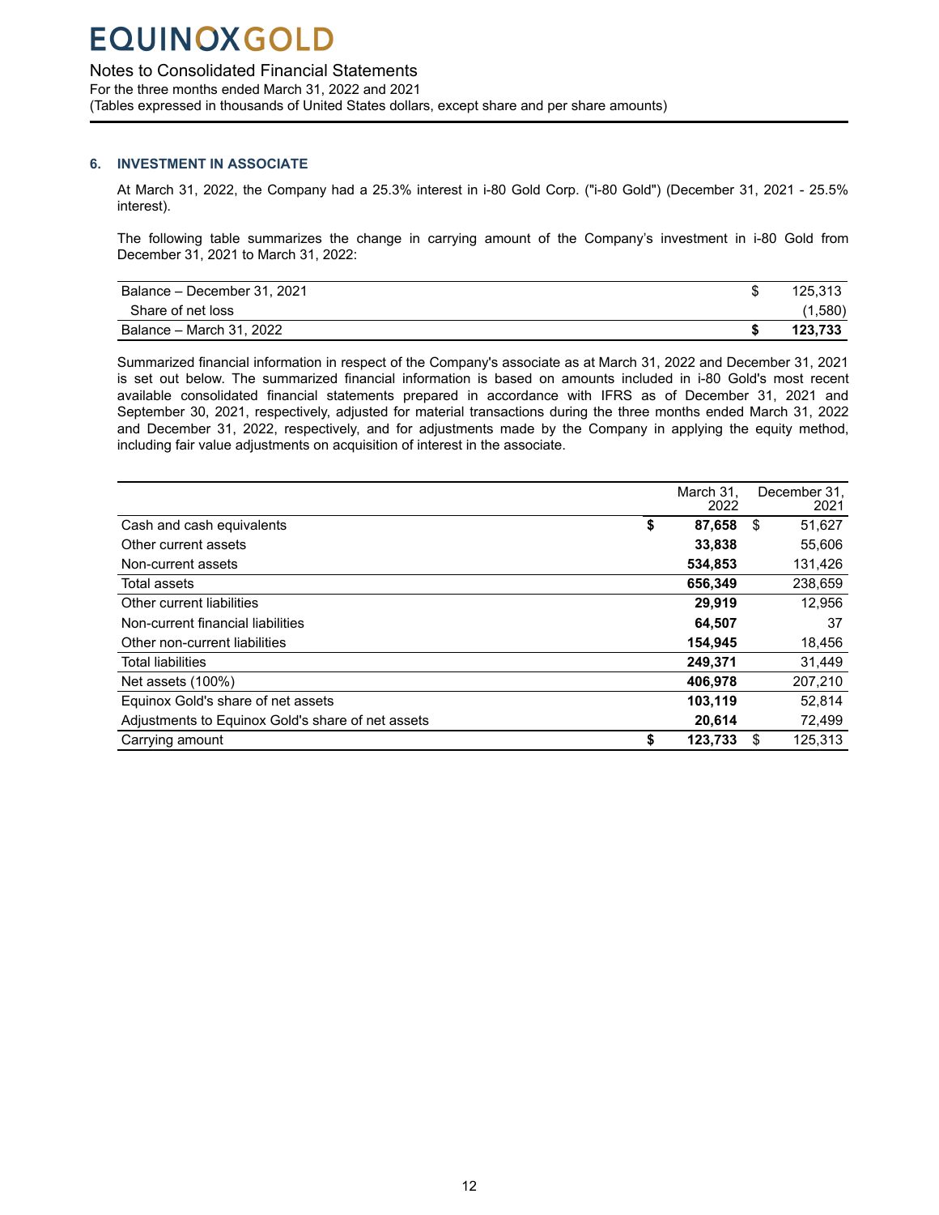## 6. INVESTMENT IN ASSOCIATE

At March 31, 2022, the Company had a 25.3% interest in i-80 Gold Corp. ("i-80 Gold") (December 31, 2021 - 25.5% interest).

The following table summarizes the change in carrying amount of the Company's investment in i-80 Gold from December 31, 2021 to March 31, 2022:

| | |
|---|---|
| Balance – December 31, 2021 | $ 125,313 |
| Share of net loss | (1,580) |
| **Balance – March 31, 2022** | **$ 123,733** |

Summarized financial information in respect of the Company's associate as at March 31, 2022 and December 31, 2021 is set out below. The summarized financial information is based on amounts included in i-80 Gold's most recent available consolidated financial statements prepared in accordance with IFRS as of December 31, 2021 and September 30, 2021, respectively, adjusted for material transactions during the three months ended March 31, 2022 and December 31, 2022, respectively, and for adjustments made by the Company in applying the equity method, including fair value adjustments on acquisition of interest in the associate.

| | March 31, 2022 | December 31, 2021 |
|---|---|---|
| Cash and cash equivalents | **$ 87,658** | $ 51,627 |
| Other current assets | **33,838** | 55,606 |
| Non-current assets | **534,853** | 131,426 |
| Total assets | **656,349** | 238,659 |
| Other current liabilities | **29,919** | 12,956 |
| Non-current financial liabilities | **64,507** | 37 |
| Other non-current liabilities | **154,945** | 18,456 |
| Total liabilities | **249,371** | 31,449 |
| Net assets (100%) | **406,978** | 207,210 |
| Equinox Gold's share of net assets | **103,119** | 52,814 |
| Adjustments to Equinox Gold's share of net assets | **20,614** | 72,499 |
| Carrying amount | **$ 123,733** | $ 125,313 |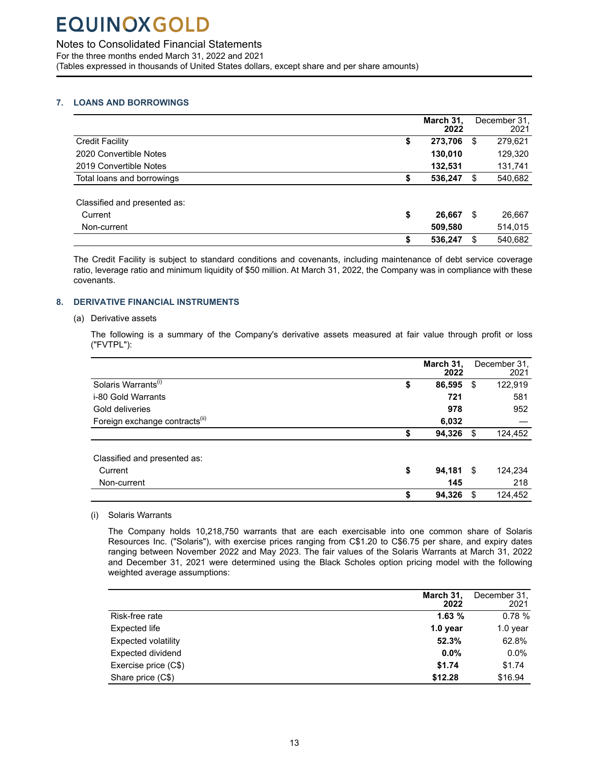## 7. LOANS AND BORROWINGS

| | March 31, 2022 | December 31, 2021 |
|---|---|---|
| Credit Facility | $ 273,706 | $ 279,621 |
| 2020 Convertible Notes | 130,010 | 129,320 |
| 2019 Convertible Notes | 132,531 | 131,741 |
| Total loans and borrowings | $ 536,247 | $ 540,682 |
| Classified and presented as: | | |
| Current | $ 26,667 | $ 26,667 |
| Non-current | 509,580 | 514,015 |
| | $ 536,247 | $ 540,682 |

The Credit Facility is subject to standard conditions and covenants, including maintenance of debt service coverage ratio, leverage ratio and minimum liquidity of $50 million. At March 31, 2022, the Company was in compliance with these covenants.

## 8. DERIVATIVE FINANCIAL INSTRUMENTS

(a) Derivative assets

The following is a summary of the Company's derivative assets measured at fair value through profit or loss ("FVTPL"):

| | March 31, 2022 | December 31, 2021 |
|---|---|---|
| Solaris Warrants(i) | $ 86,595 | $ 122,919 |
| i-80 Gold Warrants | 721 | 581 |
| Gold deliveries | 978 | 952 |
| Foreign exchange contracts(ii) | 6,032 | — |
| | $ 94,326 | $ 124,452 |
| Classified and presented as: | | |
| Current | $ 94,181 | $ 124,234 |
| Non-current | 145 | 218 |
| | $ 94,326 | $ 124,452 |

(i) Solaris Warrants

The Company holds 10,218,750 warrants that are each exercisable into one common share of Solaris Resources Inc. ("Solaris"), with exercise prices ranging from C$1.20 to C$6.75 per share, and expiry dates ranging between November 2022 and May 2023. The fair values of the Solaris Warrants at March 31, 2022 and December 31, 2021 were determined using the Black Scholes option pricing model with the following weighted average assumptions:

| | March 31, 2022 | December 31, 2021 |
|---|---|---|
| Risk-free rate | 1.63 % | 0.78 % |
| Expected life | 1.0 year | 1.0 year |
| Expected volatility | 52.3% | 62.8% |
| Expected dividend | 0.0% | 0.0% |
| Exercise price (C$) | $1.74 | $1.74 |
| Share price (C$) | $12.28 | $16.94 |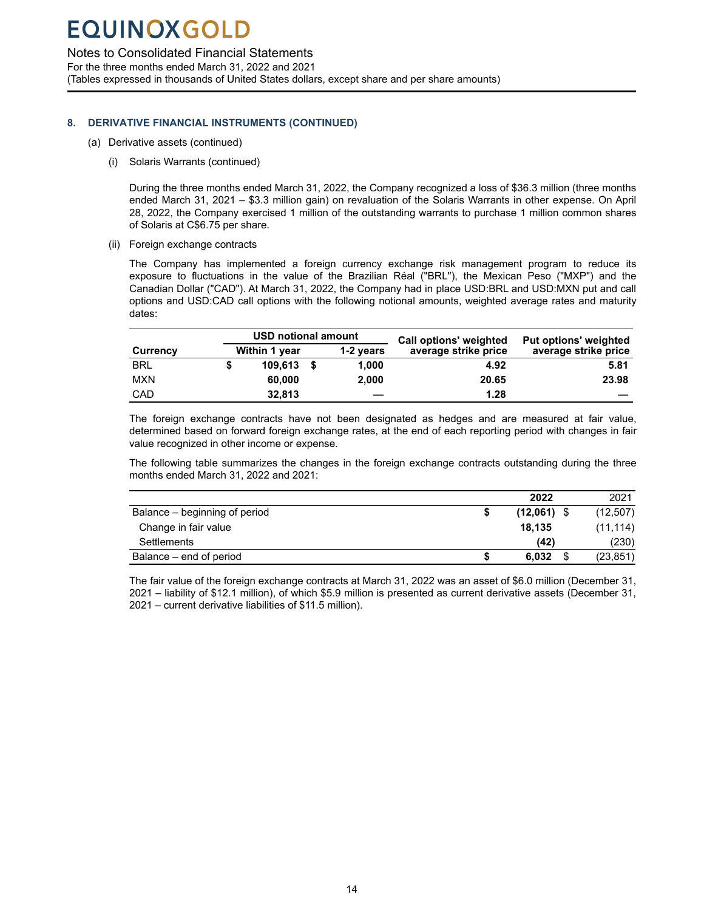## 8. DERIVATIVE FINANCIAL INSTRUMENTS (CONTINUED)

(a) Derivative assets (continued)

(i) Solaris Warrants (continued)

During the three months ended March 31, 2022, the Company recognized a loss of $36.3 million (three months ended March 31, 2021 – $3.3 million gain) on revaluation of the Solaris Warrants in other expense. On April 28, 2022, the Company exercised 1 million of the outstanding warrants to purchase 1 million common shares of Solaris at C$6.75 per share.

(ii) Foreign exchange contracts

The Company has implemented a foreign currency exchange risk management program to reduce its exposure to fluctuations in the value of the Brazilian Réal ("BRL"), the Mexican Peso ("MXP") and the Canadian Dollar ("CAD"). At March 31, 2022, the Company had in place USD:BRL and USD:MXN put and call options and USD:CAD call options with the following notional amounts, weighted average rates and maturity dates:

| | USD notional amount | | | |
|---|---|---|---|---|
| **Currency** | **Within 1 year** | **1-2 years** | **Call options' weighted average strike price** | **Put options' weighted average strike price** |
| BRL | $ 109,613 | $ 1,000 | 4.92 | 5.81 |
| MXN | 60,000 | 2,000 | 20.65 | 23.98 |
| CAD | 32,813 | — | 1.28 | — |

The foreign exchange contracts have not been designated as hedges and are measured at fair value, determined based on forward foreign exchange rates, at the end of each reporting period with changes in fair value recognized in other income or expense.

The following table summarizes the changes in the foreign exchange contracts outstanding during the three months ended March 31, 2022 and 2021:

| | **2022** | 2021 |
|---|---|---|
| Balance – beginning of period | $ (12,061) | $ (12,507) |
| Change in fair value | 18,135 | (11,114) |
| Settlements | (42) | (230) |
| Balance – end of period | $ 6,032 | $ (23,851) |

The fair value of the foreign exchange contracts at March 31, 2022 was an asset of $6.0 million (December 31, 2021 – liability of $12.1 million), of which $5.9 million is presented as current derivative assets (December 31, 2021 – current derivative liabilities of $11.5 million).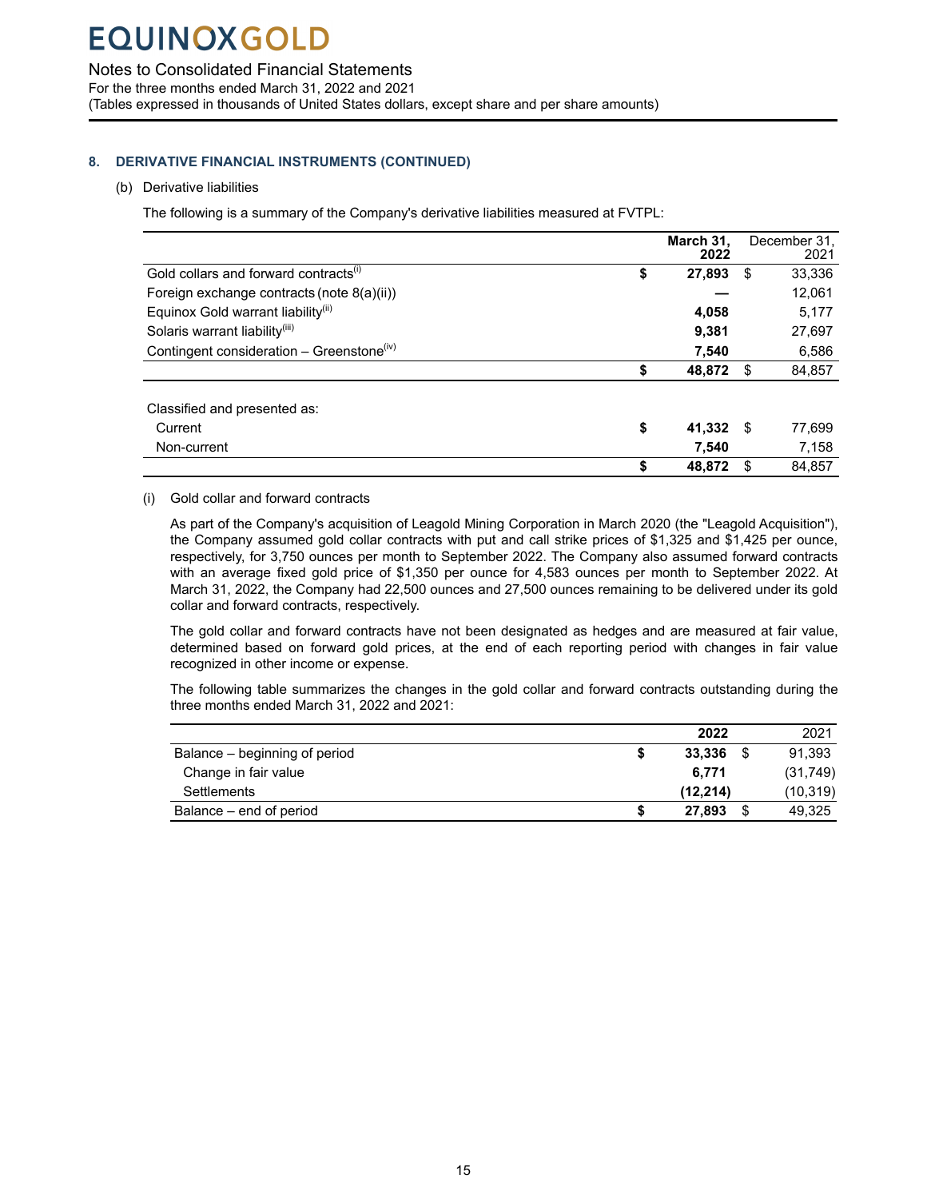## 8. DERIVATIVE FINANCIAL INSTRUMENTS (CONTINUED)

(b) Derivative liabilities

The following is a summary of the Company's derivative liabilities measured at FVTPL:

| | March 31, 2022 | December 31, 2021 |
|---|---|---|
| Gold collars and forward contracts[(i)] | **$ 27,893** | $ 33,336 |
| Foreign exchange contracts (note 8(a)(ii)) | **—** | 12,061 |
| Equinox Gold warrant liability[(ii)] | **4,058** | 5,177 |
| Solaris warrant liability[(iii)] | **9,381** | 27,697 |
| Contingent consideration – Greenstone[(iv)] | **7,540** | 6,586 |
| | **$ 48,872** | $ 84,857 |
| Classified and presented as: | | |
| Current | **$ 41,332** | $ 77,699 |
| Non-current | **7,540** | 7,158 |
| | **$ 48,872** | $ 84,857 |

(i) Gold collar and forward contracts

As part of the Company's acquisition of Leagold Mining Corporation in March 2020 (the "Leagold Acquisition"), the Company assumed gold collar contracts with put and call strike prices of $1,325 and $1,425 per ounce, respectively, for 3,750 ounces per month to September 2022. The Company also assumed forward contracts with an average fixed gold price of $1,350 per ounce for 4,583 ounces per month to September 2022. At March 31, 2022, the Company had 22,500 ounces and 27,500 ounces remaining to be delivered under its gold collar and forward contracts, respectively.

The gold collar and forward contracts have not been designated as hedges and are measured at fair value, determined based on forward gold prices, at the end of each reporting period with changes in fair value recognized in other income or expense.

The following table summarizes the changes in the gold collar and forward contracts outstanding during the three months ended March 31, 2022 and 2021:

| | 2022 | 2021 |
|---|---|---|
| Balance – beginning of period | **$ 33,336** | $ 91,393 |
| Change in fair value | **6,771** | (31,749) |
| Settlements | **(12,214)** | (10,319) |
| Balance – end of period | **$ 27,893** | $ 49,325 |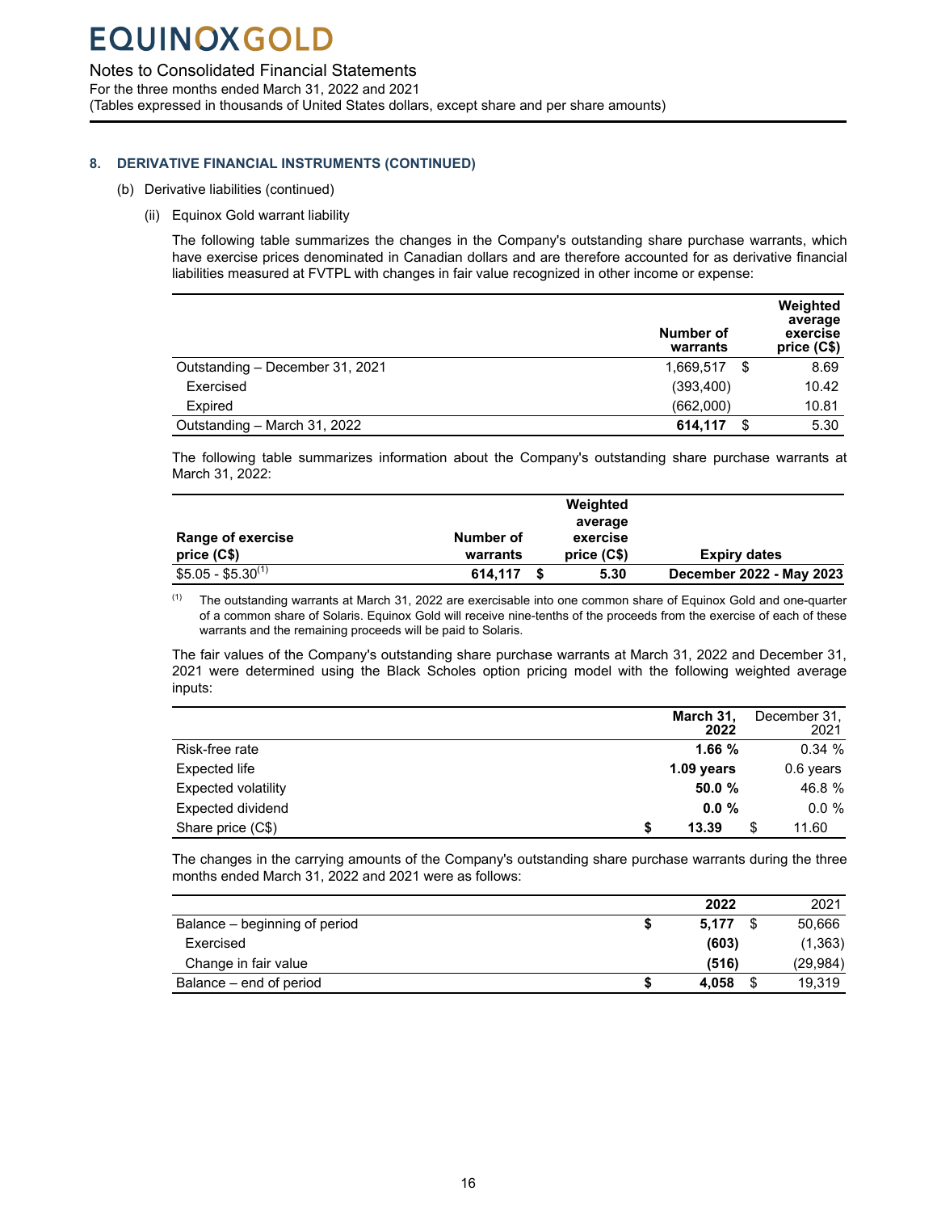## 8. DERIVATIVE FINANCIAL INSTRUMENTS (CONTINUED)

(b) Derivative liabilities (continued)

(ii) Equinox Gold warrant liability

The following table summarizes the changes in the Company's outstanding share purchase warrants, which have exercise prices denominated in Canadian dollars and are therefore accounted for as derivative financial liabilities measured at FVTPL with changes in fair value recognized in other income or expense:

| | Number of warrants | Weighted average exercise price (C$) |
|---|---|---|
| Outstanding – December 31, 2021 | 1,669,517 | $ 8.69 |
| Exercised | (393,400) | 10.42 |
| Expired | (662,000) | 10.81 |
| Outstanding – March 31, 2022 | **614,117** | **$ 5.30** |

The following table summarizes information about the Company's outstanding share purchase warrants at March 31, 2022:

| Range of exercise price (C$) | Number of warrants | Weighted average exercise price (C$) | Expiry dates |
|---|---|---|---|
| $5.05 - $5.30[1] | **614,117** | **$ 5.30** | **December 2022 - May 2023** |

[1] The outstanding warrants at March 31, 2022 are exercisable into one common share of Equinox Gold and one-quarter of a common share of Solaris. Equinox Gold will receive nine-tenths of the proceeds from the exercise of each of these warrants and the remaining proceeds will be paid to Solaris.

The fair values of the Company's outstanding share purchase warrants at March 31, 2022 and December 31, 2021 were determined using the Black Scholes option pricing model with the following weighted average inputs:

| | March 31, 2022 | December 31, 2021 |
|---|---|---|
| Risk-free rate | **1.66 %** | 0.34 % |
| Expected life | **1.09 years** | 0.6 years |
| Expected volatility | **50.0 %** | 46.8 % |
| Expected dividend | **0.0 %** | 0.0 % |
| Share price (C$) | **$ 13.39** | $ 11.60 |

The changes in the carrying amounts of the Company's outstanding share purchase warrants during the three months ended March 31, 2022 and 2021 were as follows:

| | 2022 | 2021 |
|---|---|---|
| Balance – beginning of period | **$ 5,177** | $ 50,666 |
| Exercised | **(603)** | (1,363) |
| Change in fair value | **(516)** | (29,984) |
| Balance – end of period | **$ 4,058** | $ 19,319 |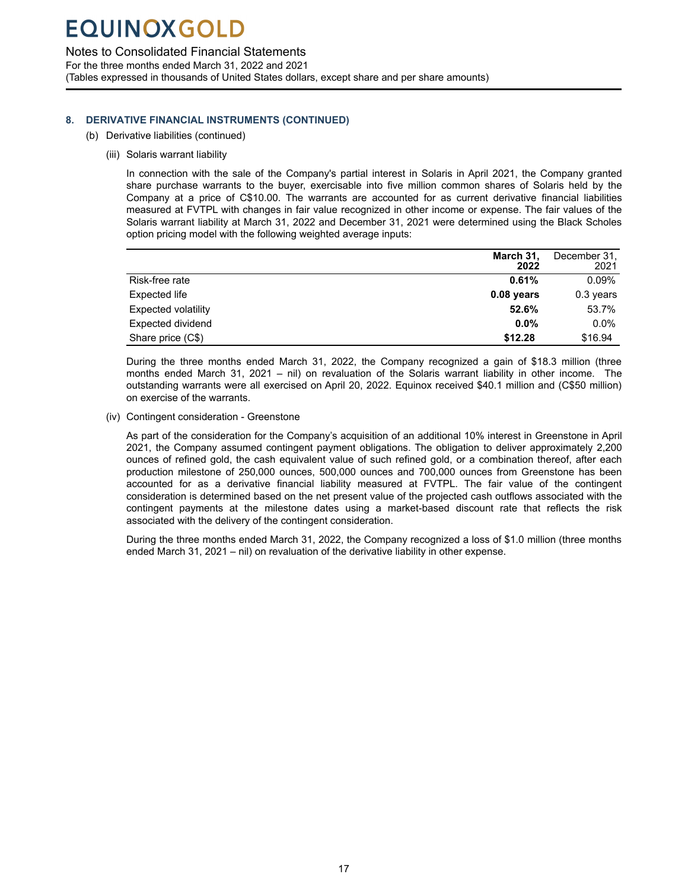## 8. DERIVATIVE FINANCIAL INSTRUMENTS (CONTINUED)

(b) Derivative liabilities (continued)

(iii) Solaris warrant liability

In connection with the sale of the Company's partial interest in Solaris in April 2021, the Company granted share purchase warrants to the buyer, exercisable into five million common shares of Solaris held by the Company at a price of C$10.00. The warrants are accounted for as current derivative financial liabilities measured at FVTPL with changes in fair value recognized in other income or expense. The fair values of the Solaris warrant liability at March 31, 2022 and December 31, 2021 were determined using the Black Scholes option pricing model with the following weighted average inputs:

| | **March 31, 2022** | December 31, 2021 |
|---|---|---|
| Risk-free rate | **0.61%** | 0.09% |
| Expected life | **0.08 years** | 0.3 years |
| Expected volatility | **52.6%** | 53.7% |
| Expected dividend | **0.0%** | 0.0% |
| Share price (C$) | **$12.28** | $16.94 |

During the three months ended March 31, 2022, the Company recognized a gain of $18.3 million (three months ended March 31, 2021 – nil) on revaluation of the Solaris warrant liability in other income. The outstanding warrants were all exercised on April 20, 2022. Equinox received $40.1 million and (C$50 million) on exercise of the warrants.

(iv) Contingent consideration - Greenstone

As part of the consideration for the Company's acquisition of an additional 10% interest in Greenstone in April 2021, the Company assumed contingent payment obligations. The obligation to deliver approximately 2,200 ounces of refined gold, the cash equivalent value of such refined gold, or a combination thereof, after each production milestone of 250,000 ounces, 500,000 ounces and 700,000 ounces from Greenstone has been accounted for as a derivative financial liability measured at FVTPL. The fair value of the contingent consideration is determined based on the net present value of the projected cash outflows associated with the contingent payments at the milestone dates using a market-based discount rate that reflects the risk associated with the delivery of the contingent consideration.

During the three months ended March 31, 2022, the Company recognized a loss of $1.0 million (three months ended March 31, 2021 – nil) on revaluation of the derivative liability in other expense.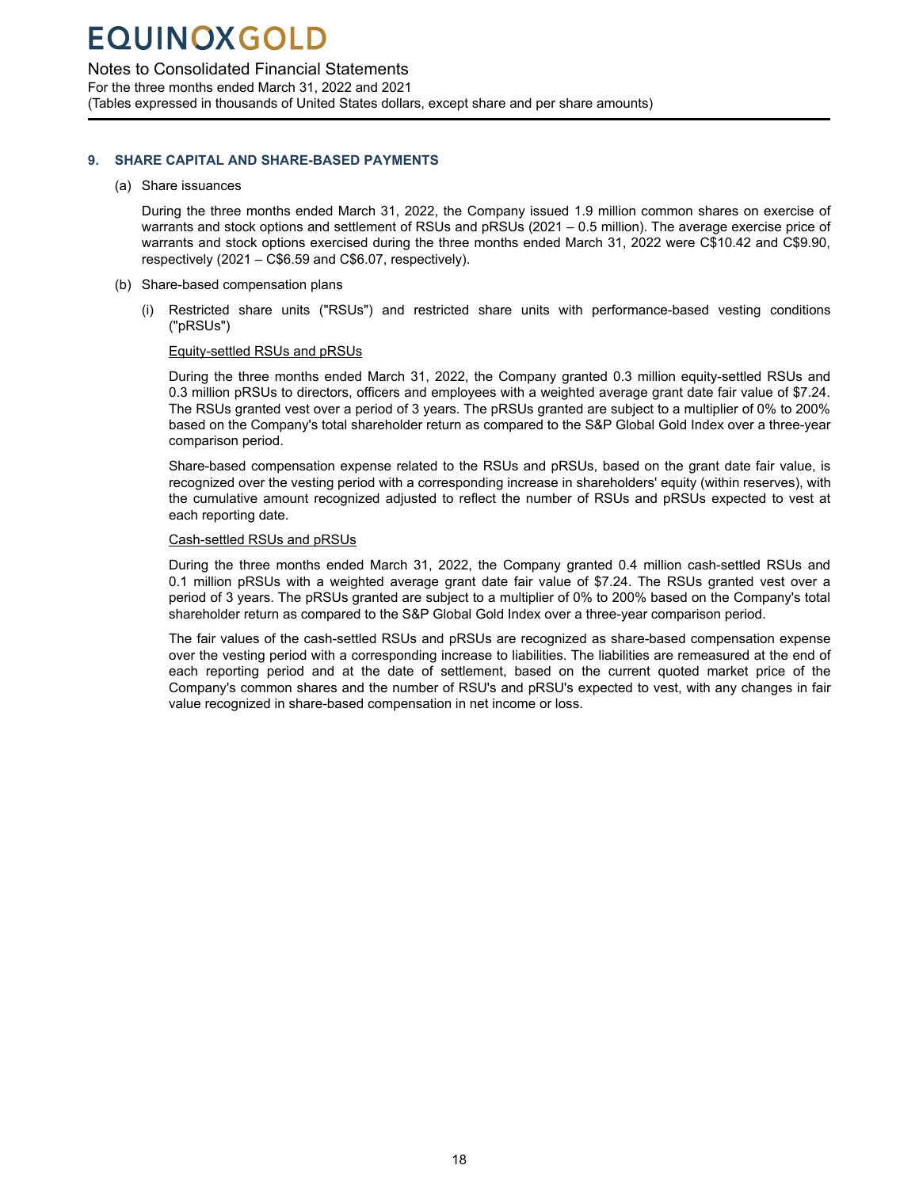## 9. SHARE CAPITAL AND SHARE-BASED PAYMENTS

(a) Share issuances

During the three months ended March 31, 2022, the Company issued 1.9 million common shares on exercise of warrants and stock options and settlement of RSUs and pRSUs (2021 – 0.5 million). The average exercise price of warrants and stock options exercised during the three months ended March 31, 2022 were C$10.42 and C$9.90, respectively (2021 – C$6.59 and C$6.07, respectively).

(b) Share-based compensation plans

(i) Restricted share units ("RSUs") and restricted share units with performance-based vesting conditions ("pRSUs")

Equity-settled RSUs and pRSUs

During the three months ended March 31, 2022, the Company granted 0.3 million equity-settled RSUs and 0.3 million pRSUs to directors, officers and employees with a weighted average grant date fair value of $7.24. The RSUs granted vest over a period of 3 years. The pRSUs granted are subject to a multiplier of 0% to 200% based on the Company's total shareholder return as compared to the S&P Global Gold Index over a three-year comparison period.

Share-based compensation expense related to the RSUs and pRSUs, based on the grant date fair value, is recognized over the vesting period with a corresponding increase in shareholders' equity (within reserves), with the cumulative amount recognized adjusted to reflect the number of RSUs and pRSUs expected to vest at each reporting date.

Cash-settled RSUs and pRSUs

During the three months ended March 31, 2022, the Company granted 0.4 million cash-settled RSUs and 0.1 million pRSUs with a weighted average grant date fair value of $7.24. The RSUs granted vest over a period of 3 years. The pRSUs granted are subject to a multiplier of 0% to 200% based on the Company's total shareholder return as compared to the S&P Global Gold Index over a three-year comparison period.

The fair values of the cash-settled RSUs and pRSUs are recognized as share-based compensation expense over the vesting period with a corresponding increase to liabilities. The liabilities are remeasured at the end of each reporting period and at the date of settlement, based on the current quoted market price of the Company's common shares and the number of RSU's and pRSU's expected to vest, with any changes in fair value recognized in share-based compensation in net income or loss.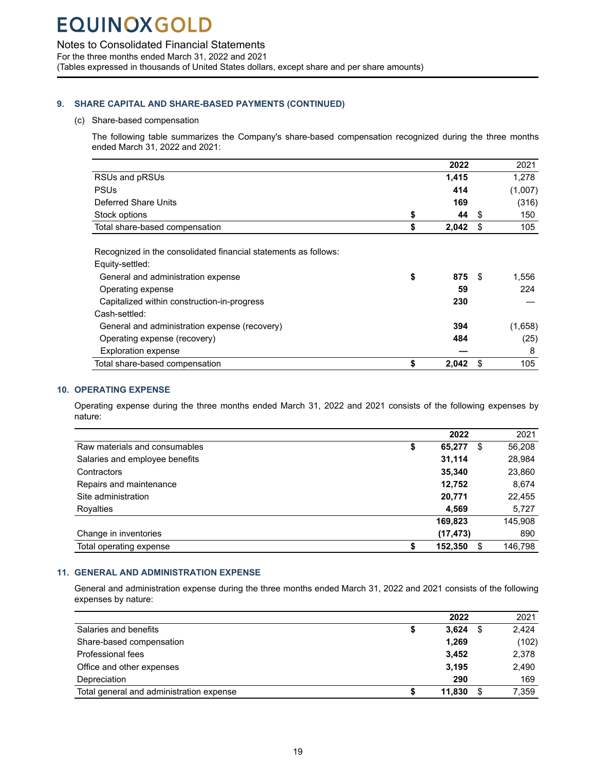## 9. SHARE CAPITAL AND SHARE-BASED PAYMENTS (CONTINUED)

(c) Share-based compensation

The following table summarizes the Company's share-based compensation recognized during the three months ended March 31, 2022 and 2021:

| | 2022 | 2021 |
|---|---|---|
| RSUs and pRSUs | **1,415** | 1,278 |
| PSUs | **414** | (1,007) |
| Deferred Share Units | **169** | (316) |
| Stock options | **$ 44** | $ 150 |
| Total share-based compensation | **$ 2,042** | $ 105 |
| | | |
| Recognized in the consolidated financial statements as follows: | | |
| Equity-settled: | | |
| General and administration expense | **$ 875** | $ 1,556 |
| Operating expense | **59** | 224 |
| Capitalized within construction-in-progress | **230** | — |
| Cash-settled: | | |
| General and administration expense (recovery) | **394** | (1,658) |
| Operating expense (recovery) | **484** | (25) |
| Exploration expense | **—** | 8 |
| Total share-based compensation | **$ 2,042** | $ 105 |

## 10. OPERATING EXPENSE

Operating expense during the three months ended March 31, 2022 and 2021 consists of the following expenses by nature:

| | 2022 | 2021 |
|---|---|---|
| Raw materials and consumables | **$ 65,277** | $ 56,208 |
| Salaries and employee benefits | **31,114** | 28,984 |
| Contractors | **35,340** | 23,860 |
| Repairs and maintenance | **12,752** | 8,674 |
| Site administration | **20,771** | 22,455 |
| Royalties | **4,569** | 5,727 |
| | **169,823** | 145,908 |
| Change in inventories | **(17,473)** | 890 |
| Total operating expense | **$ 152,350** | $ 146,798 |

## 11. GENERAL AND ADMINISTRATION EXPENSE

General and administration expense during the three months ended March 31, 2022 and 2021 consists of the following expenses by nature:

| | 2022 | 2021 |
|---|---|---|
| Salaries and benefits | **$ 3,624** | $ 2,424 |
| Share-based compensation | **1,269** | (102) |
| Professional fees | **3,452** | 2,378 |
| Office and other expenses | **3,195** | 2,490 |
| Depreciation | **290** | 169 |
| Total general and administration expense | **$ 11,830** | $ 7,359 |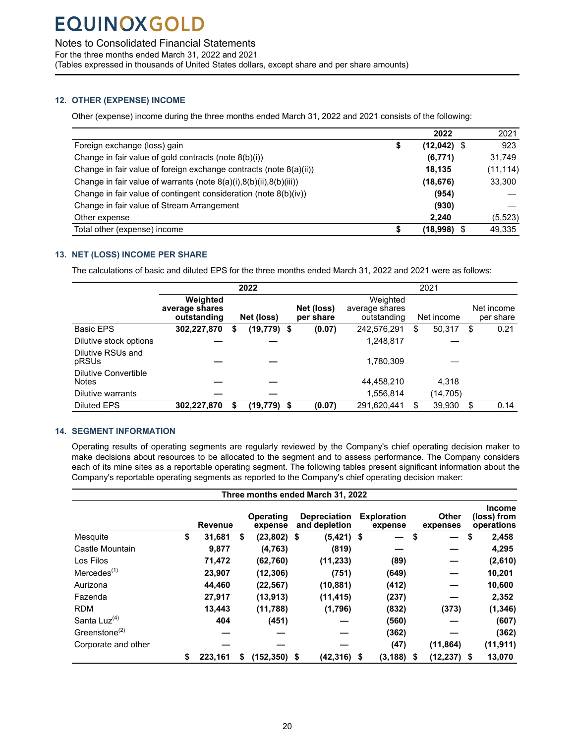EQUINOX GOLD

Notes to Consolidated Financial Statements
For the three months ended March 31, 2022 and 2021
(Tables expressed in thousands of United States dollars, except share and per share amounts)

## 12. OTHER (EXPENSE) INCOME

Other (expense) income during the three months ended March 31, 2022 and 2021 consists of the following:

| | 2022 | 2021 |
|---|---|---|
| Foreign exchange (loss) gain | $ **(12,042)** | $ 923 |
| Change in fair value of gold contracts (note 8(b)(i)) | **(6,771)** | 31,749 |
| Change in fair value of foreign exchange contracts (note 8(a)(ii)) | **18,135** | (11,114) |
| Change in fair value of warrants (note 8(a)(i),8(b)(ii),8(b)(iii)) | **(18,676)** | 33,300 |
| Change in fair value of contingent consideration (note 8(b)(iv)) | **(954)** | — |
| Change in fair value of Stream Arrangement | **(930)** | — |
| Other expense | **2,240** | (5,523) |
| Total other (expense) income | $ **(18,998)** | $ 49,335 |

## 13. NET (LOSS) INCOME PER SHARE

The calculations of basic and diluted EPS for the three months ended March 31, 2022 and 2021 were as follows:

| | 2022 | | | 2021 | | |
|---|---|---|---|---|---|---|
| | **Weighted average shares outstanding** | **Net (loss)** | **Net (loss) per share** | Weighted average shares outstanding | Net income | Net income per share |
| Basic EPS | **302,227,870** | $ **(19,779)** | $ **(0.07)** | 242,576,291 | $ 50,317 | $ 0.21 |
| Dilutive stock options | **—** | **—** | | 1,248,817 | — | |
| Dilutive RSUs and pRSUs | **—** | **—** | | 1,780,309 | — | |
| Dilutive Convertible Notes | **—** | **—** | | 44,458,210 | 4,318 | |
| Dilutive warrants | **—** | **—** | | 1,556,814 | (14,705) | |
| Diluted EPS | **302,227,870** | $ **(19,779)** | $ **(0.07)** | 291,620,441 | $ 39,930 | $ 0.14 |

## 14. SEGMENT INFORMATION

Operating results of operating segments are regularly reviewed by the Company's chief operating decision maker to make decisions about resources to be allocated to the segment and to assess performance. The Company considers each of its mine sites as a reportable operating segment. The following tables present significant information about the Company's reportable operating segments as reported to the Company's chief operating decision maker:

| Three months ended March 31, 2022 | | | | | | |
|---|---|---|---|---|---|---|
| | **Revenue** | **Operating expense** | **Depreciation and depletion** | **Exploration expense** | **Other expenses** | **Income (loss) from operations** |
| Mesquite | $ **31,681** | $ **(23,802)** | $ **(5,421)** | $ **—** | $ **—** | $ **2,458** |
| Castle Mountain | **9,877** | **(4,763)** | **(819)** | **—** | **—** | **4,295** |
| Los Filos | **71,472** | **(62,760)** | **(11,233)** | **(89)** | **—** | **(2,610)** |
| Mercedes[(1)] | **23,907** | **(12,306)** | **(751)** | **(649)** | **—** | **10,201** |
| Aurizona | **44,460** | **(22,567)** | **(10,881)** | **(412)** | **—** | **10,600** |
| Fazenda | **27,917** | **(13,913)** | **(11,415)** | **(237)** | **—** | **2,352** |
| RDM | **13,443** | **(11,788)** | **(1,796)** | **(832)** | **(373)** | **(1,346)** |
| Santa Luz[(4)] | **404** | **(451)** | **—** | **(560)** | **—** | **(607)** |
| Greenstone[(2)] | **—** | **—** | **—** | **(362)** | **—** | **(362)** |
| Corporate and other | **—** | **—** | **—** | **(47)** | **(11,864)** | **(11,911)** |
| | $ **223,161** | $ **(152,350)** | $ **(42,316)** | $ **(3,188)** | $ **(12,237)** | $ **13,070** |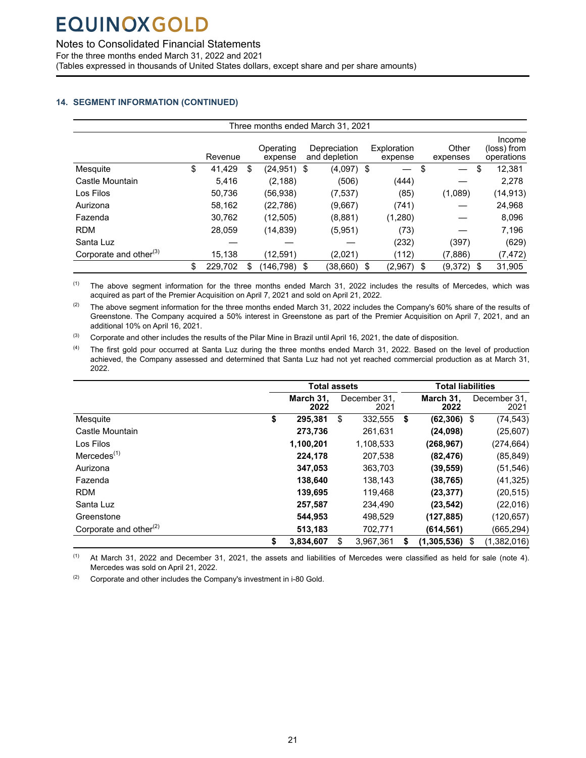## 14. SEGMENT INFORMATION (CONTINUED)

| Three months ended March 31, 2021 | | | | | | |
|---|---|---|---|---|---|---|
| | Revenue | Operating expense | Depreciation and depletion | Exploration expense | Other expenses | Income (loss) from operations |
| Mesquite | $ 41,429 | $ (24,951) | $ (4,097) | $ — | $ — | $ 12,381 |
| Castle Mountain | 5,416 | (2,188) | (506) | (444) | — | 2,278 |
| Los Filos | 50,736 | (56,938) | (7,537) | (85) | (1,089) | (14,913) |
| Aurizona | 58,162 | (22,786) | (9,667) | (741) | — | 24,968 |
| Fazenda | 30,762 | (12,505) | (8,881) | (1,280) | — | 8,096 |
| RDM | 28,059 | (14,839) | (5,951) | (73) | — | 7,196 |
| Santa Luz | — | — | — | (232) | (397) | (629) |
| Corporate and other[3] | 15,138 | (12,591) | (2,021) | (112) | (7,886) | (7,472) |
| | $ 229,702 | $ (146,798) | $ (38,660) | $ (2,967) | $ (9,372) | $ 31,905 |

[1] The above segment information for the three months ended March 31, 2022 includes the results of Mercedes, which was acquired as part of the Premier Acquisition on April 7, 2021 and sold on April 21, 2022.

[2] The above segment information for the three months ended March 31, 2022 includes the Company's 60% share of the results of Greenstone. The Company acquired a 50% interest in Greenstone as part of the Premier Acquisition on April 7, 2021, and an additional 10% on April 16, 2021.

[3] Corporate and other includes the results of the Pilar Mine in Brazil until April 16, 2021, the date of disposition.

[4] The first gold pour occurred at Santa Luz during the three months ended March 31, 2022. Based on the level of production achieved, the Company assessed and determined that Santa Luz had not yet reached commercial production as at March 31, 2022.

| | Total assets | | Total liabilities | |
|---|---|---|---|---|
| | **March 31, 2022** | December 31, 2021 | **March 31, 2022** | December 31, 2021 |
| Mesquite | **$ 295,381** | $ 332,555 | **$ (62,306)** | $ (74,543) |
| Castle Mountain | **273,736** | 261,631 | **(24,098)** | (25,607) |
| Los Filos | **1,100,201** | 1,108,533 | **(268,967)** | (274,664) |
| Mercedes[1] | **224,178** | 207,538 | **(82,476)** | (85,849) |
| Aurizona | **347,053** | 363,703 | **(39,559)** | (51,546) |
| Fazenda | **138,640** | 138,143 | **(38,765)** | (41,325) |
| RDM | **139,695** | 119,468 | **(23,377)** | (20,515) |
| Santa Luz | **257,587** | 234,490 | **(23,542)** | (22,016) |
| Greenstone | **544,953** | 498,529 | **(127,885)** | (120,657) |
| Corporate and other[2] | **513,183** | 702,771 | **(614,561)** | (665,294) |
| | **$ 3,834,607** | $ 3,967,361 | **$ (1,305,536)** | $ (1,382,016) |

[1] At March 31, 2022 and December 31, 2021, the assets and liabilities of Mercedes were classified as held for sale (note 4). Mercedes was sold on April 21, 2022.

[2] Corporate and other includes the Company's investment in i-80 Gold.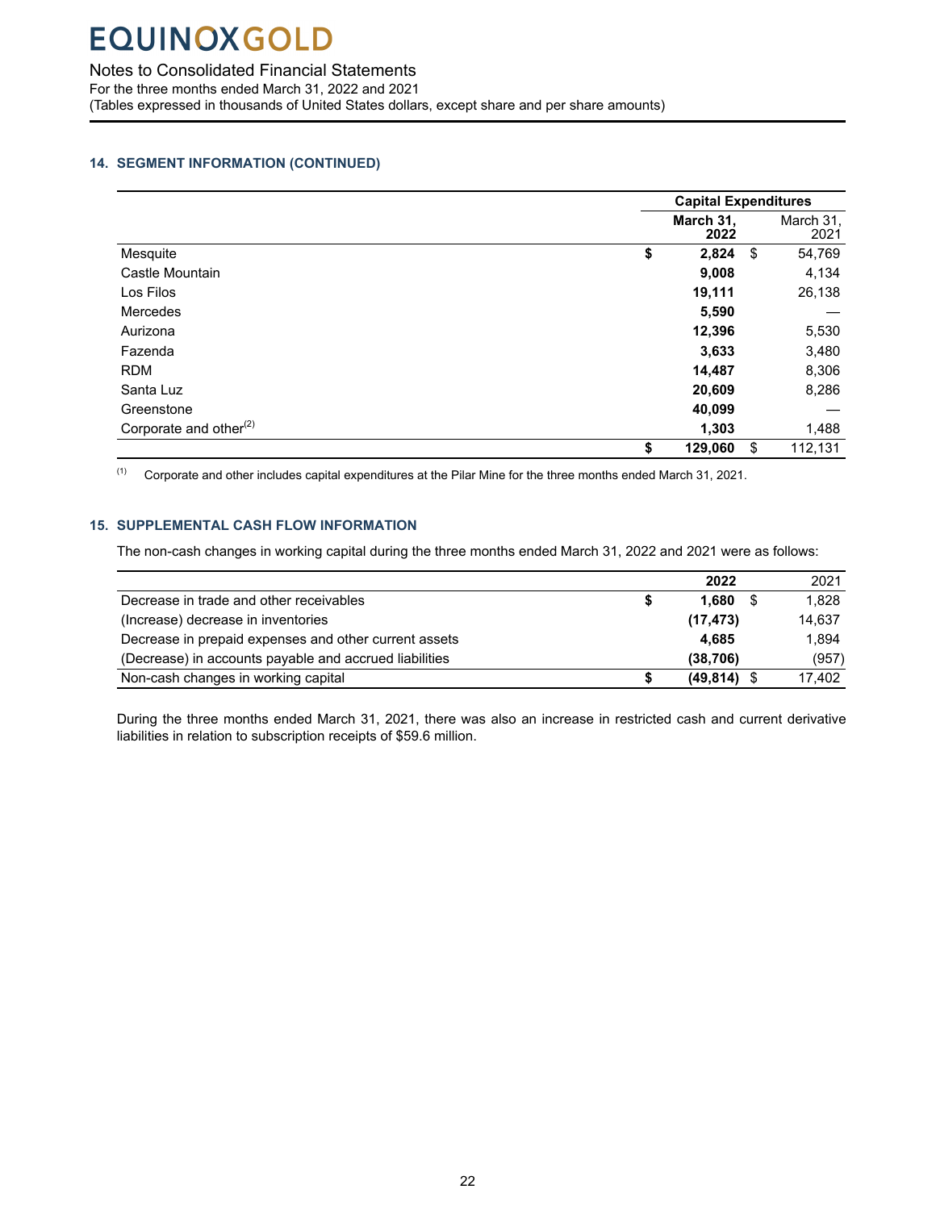**EQUINOX GOLD**

Notes to Consolidated Financial Statements
For the three months ended March 31, 2022 and 2021
(Tables expressed in thousands of United States dollars, except share and per share amounts)

### 14. SEGMENT INFORMATION (CONTINUED)

| | Capital Expenditures | |
|---|---|---|
| | **March 31, 2022** | March 31, 2021 |
| Mesquite | **$ 2,824** | $ 54,769 |
| Castle Mountain | **9,008** | 4,134 |
| Los Filos | **19,111** | 26,138 |
| Mercedes | **5,590** | — |
| Aurizona | **12,396** | 5,530 |
| Fazenda | **3,633** | 3,480 |
| RDM | **14,487** | 8,306 |
| Santa Luz | **20,609** | 8,286 |
| Greenstone | **40,099** | — |
| Corporate and other[2] | **1,303** | 1,488 |
| | **$ 129,060** | $ 112,131 |

[1] Corporate and other includes capital expenditures at the Pilar Mine for the three months ended March 31, 2021.

### 15. SUPPLEMENTAL CASH FLOW INFORMATION

The non-cash changes in working capital during the three months ended March 31, 2022 and 2021 were as follows:

| | **2022** | 2021 |
|---|---|---|
| Decrease in trade and other receivables | **$ 1,680** | $ 1,828 |
| (Increase) decrease in inventories | **(17,473)** | 14,637 |
| Decrease in prepaid expenses and other current assets | **4,685** | 1,894 |
| (Decrease) in accounts payable and accrued liabilities | **(38,706)** | (957) |
| Non-cash changes in working capital | **$ (49,814)** | $ 17,402 |

During the three months ended March 31, 2021, there was also an increase in restricted cash and current derivative liabilities in relation to subscription receipts of $59.6 million.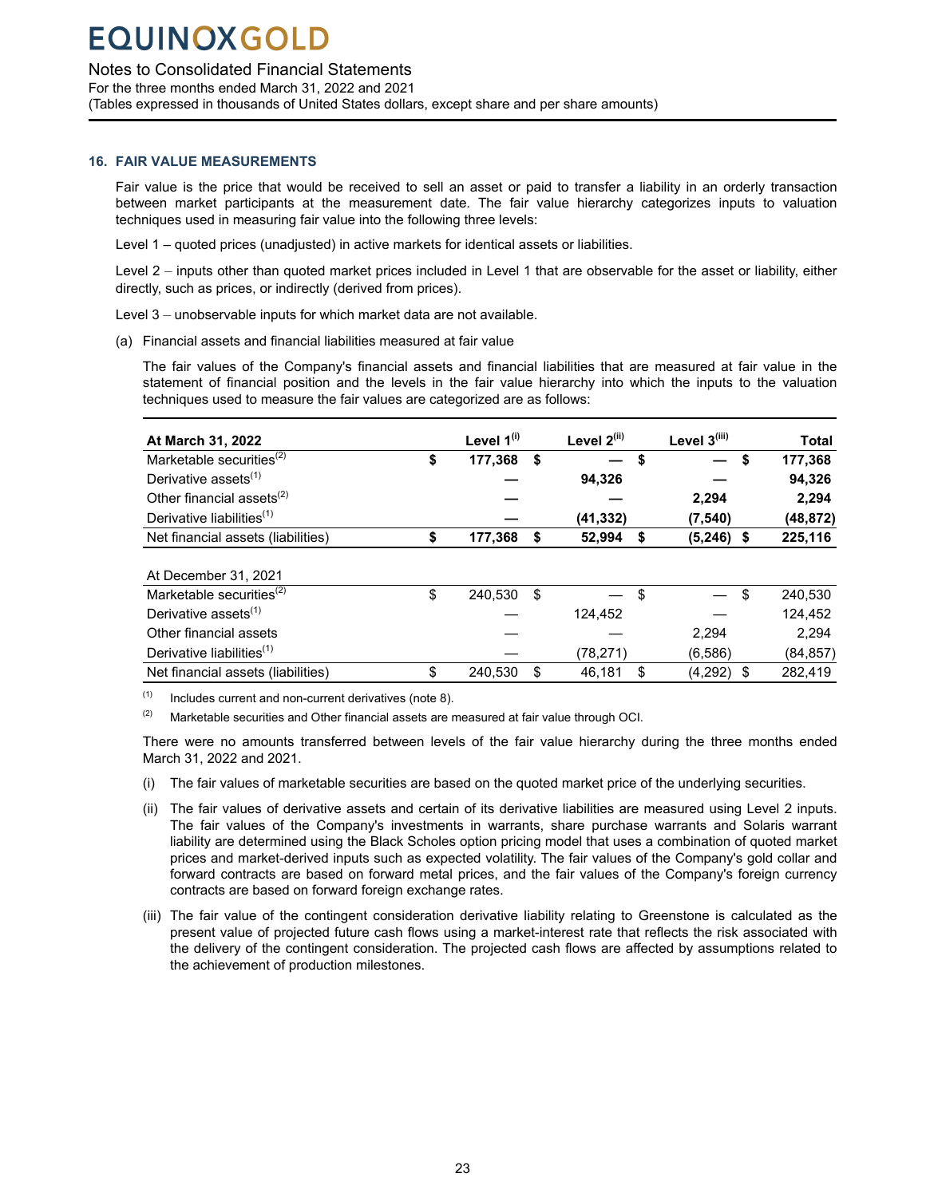## 16. FAIR VALUE MEASUREMENTS

Fair value is the price that would be received to sell an asset or paid to transfer a liability in an orderly transaction between market participants at the measurement date. The fair value hierarchy categorizes inputs to valuation techniques used in measuring fair value into the following three levels:

Level 1 – quoted prices (unadjusted) in active markets for identical assets or liabilities.

Level 2 – inputs other than quoted market prices included in Level 1 that are observable for the asset or liability, either directly, such as prices, or indirectly (derived from prices).

Level 3 – unobservable inputs for which market data are not available.

(a) Financial assets and financial liabilities measured at fair value

The fair values of the Company's financial assets and financial liabilities that are measured at fair value in the statement of financial position and the levels in the fair value hierarchy into which the inputs to the valuation techniques used to measure the fair values are categorized are as follows:

| **At March 31, 2022** | **Level 1[(i)]** | **Level 2[(ii)]** | **Level 3[(iii)]** | **Total** |
|---|---|---|---|---|
| Marketable securities[(2)] | **$ 177,368** | **$ —** | **$ —** | **$ 177,368** |
| Derivative assets[(1)] | **—** | **94,326** | **—** | **94,326** |
| Other financial assets[(2)] | **—** | **—** | **2,294** | **2,294** |
| Derivative liabilities[(1)] | **—** | **(41,332)** | **(7,540)** | **(48,872)** |
| Net financial assets (liabilities) | **$ 177,368** | **$ 52,994** | **$ (5,246)** | **$ 225,116** |
| | | | | |
| At December 31, 2021 | | | | |
| Marketable securities[(2)] | $ 240,530 | $ — | $ — | $ 240,530 |
| Derivative assets[(1)] | — | 124,452 | — | 124,452 |
| Other financial assets | — | — | 2,294 | 2,294 |
| Derivative liabilities[(1)] | — | (78,271) | (6,586) | (84,857) |
| Net financial assets (liabilities) | $ 240,530 | $ 46,181 | $ (4,292) | $ 282,419 |

(1) Includes current and non-current derivatives (note 8).

(2) Marketable securities and Other financial assets are measured at fair value through OCI.

There were no amounts transferred between levels of the fair value hierarchy during the three months ended March 31, 2022 and 2021.

(i) The fair values of marketable securities are based on the quoted market price of the underlying securities.

(ii) The fair values of derivative assets and certain of its derivative liabilities are measured using Level 2 inputs. The fair values of the Company's investments in warrants, share purchase warrants and Solaris warrant liability are determined using the Black Scholes option pricing model that uses a combination of quoted market prices and market-derived inputs such as expected volatility. The fair values of the Company's gold collar and forward contracts are based on forward metal prices, and the fair values of the Company's foreign currency contracts are based on forward foreign exchange rates.

(iii) The fair value of the contingent consideration derivative liability relating to Greenstone is calculated as the present value of projected future cash flows using a market-interest rate that reflects the risk associated with the delivery of the contingent consideration. The projected cash flows are affected by assumptions related to the achievement of production milestones.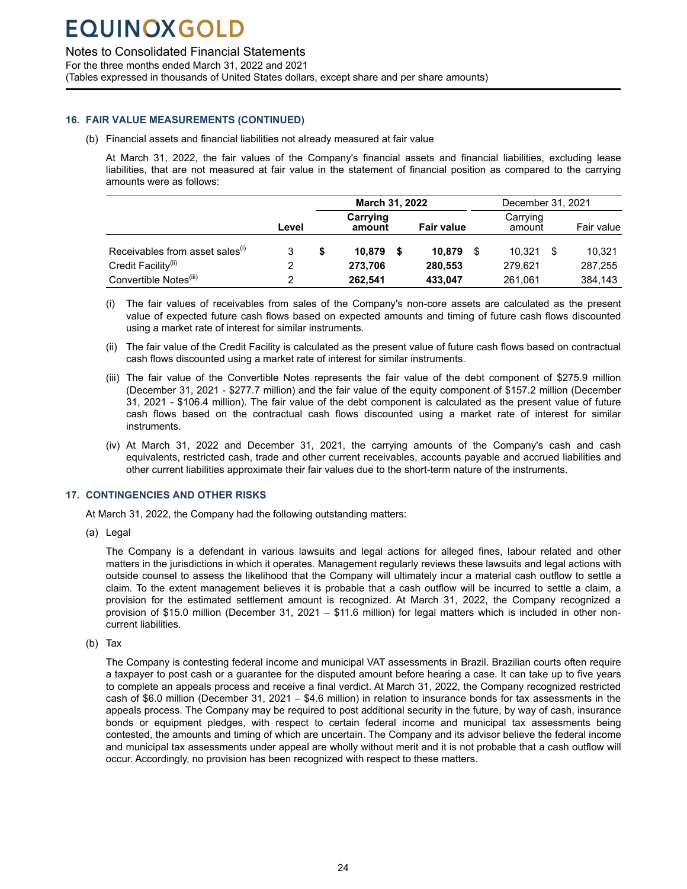## 16. FAIR VALUE MEASUREMENTS (CONTINUED)

(b) Financial assets and financial liabilities not already measured at fair value

At March 31, 2022, the fair values of the Company's financial assets and financial liabilities, excluding lease liabilities, that are not measured at fair value in the statement of financial position as compared to the carrying amounts were as follows:

| | | March 31, 2022 | | December 31, 2021 | |
|---|---|---|---|---|---|
| | **Level** | **Carrying amount** | **Fair value** | Carrying amount | Fair value |
| Receivables from asset sales[(i)] | 3 | $ **10,879** | $ **10,879** | $ 10,321 | $ 10,321 |
| Credit Facility[(ii)] | 2 | **273,706** | **280,553** | 279,621 | 287,255 |
| Convertible Notes[(iii)] | 2 | **262,541** | **433,047** | 261,061 | 384,143 |

(i) The fair values of receivables from sales of the Company's non-core assets are calculated as the present value of expected future cash flows based on expected amounts and timing of future cash flows discounted using a market rate of interest for similar instruments.

(ii) The fair value of the Credit Facility is calculated as the present value of future cash flows based on contractual cash flows discounted using a market rate of interest for similar instruments.

(iii) The fair value of the Convertible Notes represents the fair value of the debt component of $275.9 million (December 31, 2021 - $277.7 million) and the fair value of the equity component of $157.2 million (December 31, 2021 - $106.4 million). The fair value of the debt component is calculated as the present value of future cash flows based on the contractual cash flows discounted using a market rate of interest for similar instruments.

(iv) At March 31, 2022 and December 31, 2021, the carrying amounts of the Company's cash and cash equivalents, restricted cash, trade and other current receivables, accounts payable and accrued liabilities and other current liabilities approximate their fair values due to the short-term nature of the instruments.

## 17. CONTINGENCIES AND OTHER RISKS

At March 31, 2022, the Company had the following outstanding matters:

(a) Legal

The Company is a defendant in various lawsuits and legal actions for alleged fines, labour related and other matters in the jurisdictions in which it operates. Management regularly reviews these lawsuits and legal actions with outside counsel to assess the likelihood that the Company will ultimately incur a material cash outflow to settle a claim. To the extent management believes it is probable that a cash outflow will be incurred to settle a claim, a provision for the estimated settlement amount is recognized. At March 31, 2022, the Company recognized a provision of $15.0 million (December 31, 2021 – $11.6 million) for legal matters which is included in other non-current liabilities.

(b) Tax

The Company is contesting federal income and municipal VAT assessments in Brazil. Brazilian courts often require a taxpayer to post cash or a guarantee for the disputed amount before hearing a case. It can take up to five years to complete an appeals process and receive a final verdict. At March 31, 2022, the Company recognized restricted cash of $6.0 million (December 31, 2021 – $4.6 million) in relation to insurance bonds for tax assessments in the appeals process. The Company may be required to post additional security in the future, by way of cash, insurance bonds or equipment pledges, with respect to certain federal income and municipal tax assessments being contested, the amounts and timing of which are uncertain. The Company and its advisor believe the federal income and municipal tax assessments under appeal are wholly without merit and it is not probable that a cash outflow will occur. Accordingly, no provision has been recognized with respect to these matters.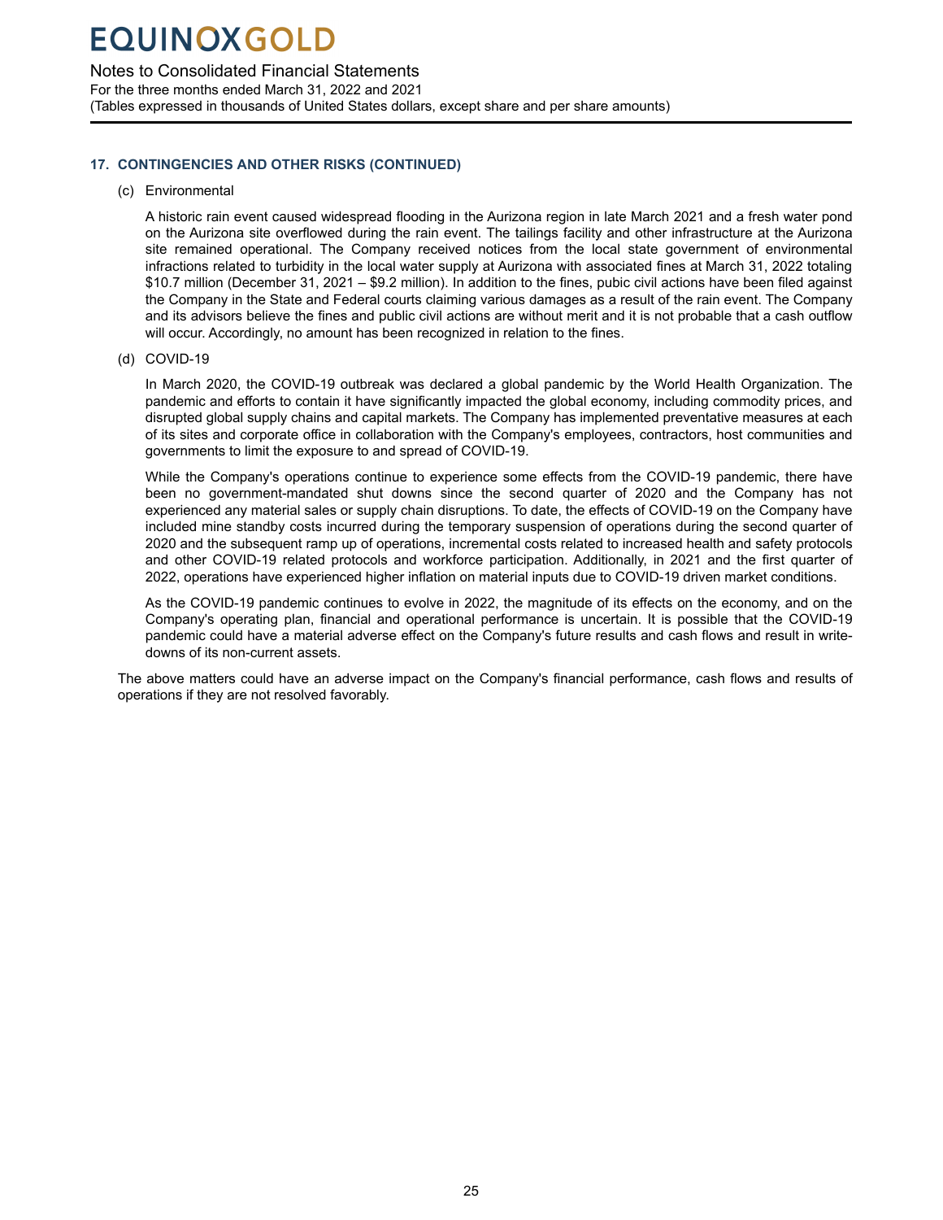## 17. CONTINGENCIES AND OTHER RISKS (CONTINUED)

(c) Environmental

A historic rain event caused widespread flooding in the Aurizona region in late March 2021 and a fresh water pond on the Aurizona site overflowed during the rain event. The tailings facility and other infrastructure at the Aurizona site remained operational. The Company received notices from the local state government of environmental infractions related to turbidity in the local water supply at Aurizona with associated fines at March 31, 2022 totaling $10.7 million (December 31, 2021 – $9.2 million). In addition to the fines, pubic civil actions have been filed against the Company in the State and Federal courts claiming various damages as a result of the rain event. The Company and its advisors believe the fines and public civil actions are without merit and it is not probable that a cash outflow will occur. Accordingly, no amount has been recognized in relation to the fines.

(d) COVID-19

In March 2020, the COVID-19 outbreak was declared a global pandemic by the World Health Organization. The pandemic and efforts to contain it have significantly impacted the global economy, including commodity prices, and disrupted global supply chains and capital markets. The Company has implemented preventative measures at each of its sites and corporate office in collaboration with the Company's employees, contractors, host communities and governments to limit the exposure to and spread of COVID-19.

While the Company's operations continue to experience some effects from the COVID-19 pandemic, there have been no government-mandated shut downs since the second quarter of 2020 and the Company has not experienced any material sales or supply chain disruptions. To date, the effects of COVID-19 on the Company have included mine standby costs incurred during the temporary suspension of operations during the second quarter of 2020 and the subsequent ramp up of operations, incremental costs related to increased health and safety protocols and other COVID-19 related protocols and workforce participation. Additionally, in 2021 and the first quarter of 2022, operations have experienced higher inflation on material inputs due to COVID-19 driven market conditions.

As the COVID-19 pandemic continues to evolve in 2022, the magnitude of its effects on the economy, and on the Company's operating plan, financial and operational performance is uncertain. It is possible that the COVID-19 pandemic could have a material adverse effect on the Company's future results and cash flows and result in write-downs of its non-current assets.

The above matters could have an adverse impact on the Company's financial performance, cash flows and results of operations if they are not resolved favorably.